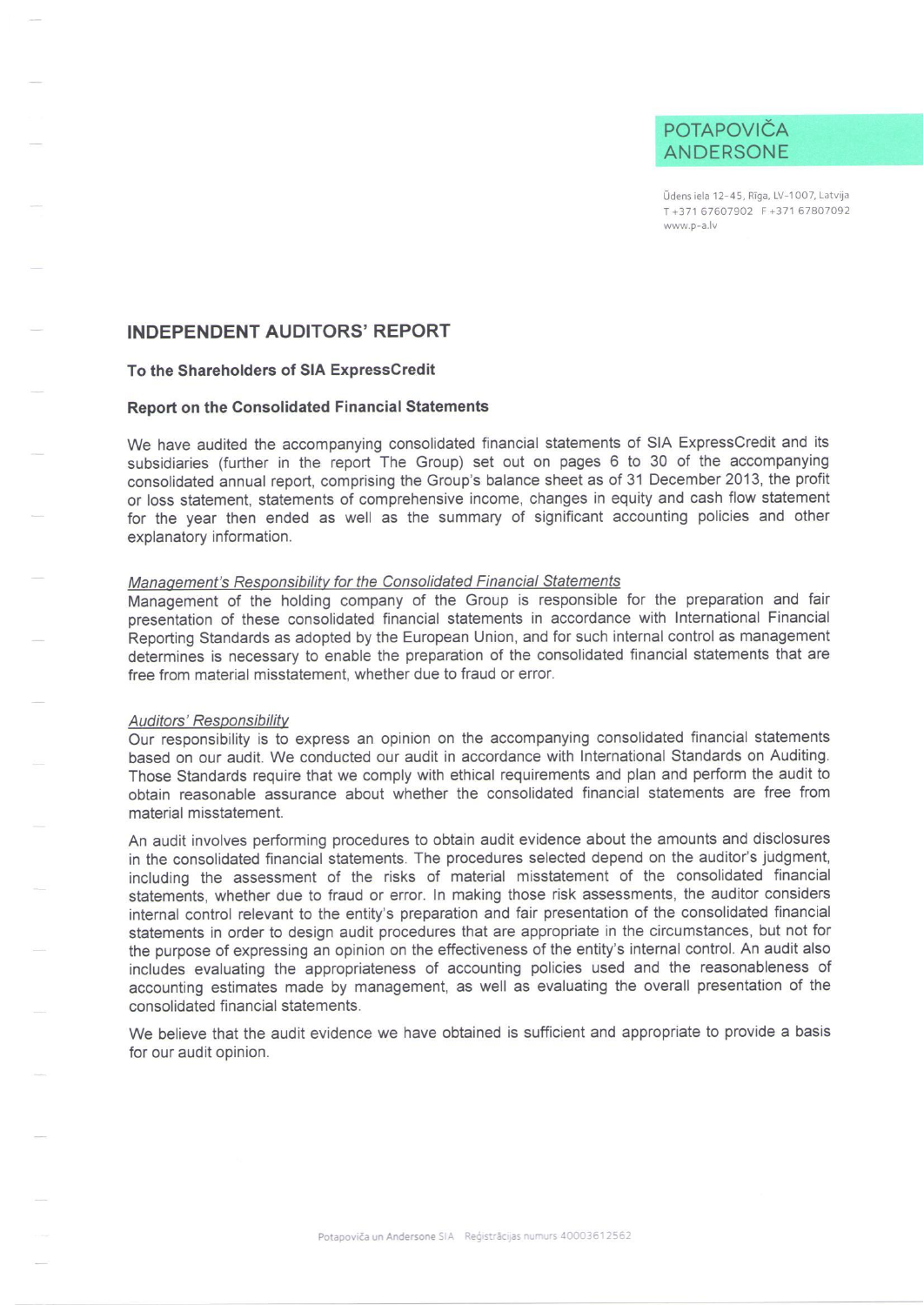POTAPOVIČA
ANDERSONE

Ūdens iela 12-45, Rīga, LV-1007, Latvija
T +371 67607902 F +371 67807092
www.p-a.lv

## INDEPENDENT AUDITORS' REPORT

**To the Shareholders of SIA ExpressCredit**

**Report on the Consolidated Financial Statements**

We have audited the accompanying consolidated financial statements of SIA ExpressCredit and its subsidiaries (further in the report The Group) set out on pages 6 to 30 of the accompanying consolidated annual report, comprising the Group's balance sheet as of 31 December 2013, the profit or loss statement, statements of comprehensive income, changes in equity and cash flow statement for the year then ended as well as the summary of significant accounting policies and other explanatory information.

*Management's Responsibility for the Consolidated Financial Statements*

Management of the holding company of the Group is responsible for the preparation and fair presentation of these consolidated financial statements in accordance with International Financial Reporting Standards as adopted by the European Union, and for such internal control as management determines is necessary to enable the preparation of the consolidated financial statements that are free from material misstatement, whether due to fraud or error.

*Auditors' Responsibility*

Our responsibility is to express an opinion on the accompanying consolidated financial statements based on our audit. We conducted our audit in accordance with International Standards on Auditing. Those Standards require that we comply with ethical requirements and plan and perform the audit to obtain reasonable assurance about whether the consolidated financial statements are free from material misstatement.

An audit involves performing procedures to obtain audit evidence about the amounts and disclosures in the consolidated financial statements. The procedures selected depend on the auditor's judgment, including the assessment of the risks of material misstatement of the consolidated financial statements, whether due to fraud or error. In making those risk assessments, the auditor considers internal control relevant to the entity's preparation and fair presentation of the consolidated financial statements in order to design audit procedures that are appropriate in the circumstances, but not for the purpose of expressing an opinion on the effectiveness of the entity's internal control. An audit also includes evaluating the appropriateness of accounting policies used and the reasonableness of accounting estimates made by management, as well as evaluating the overall presentation of the consolidated financial statements.

We believe that the audit evidence we have obtained is sufficient and appropriate to provide a basis for our audit opinion.

Potapoviča un Andersone SIA Reģistrācijas numurs 40003612562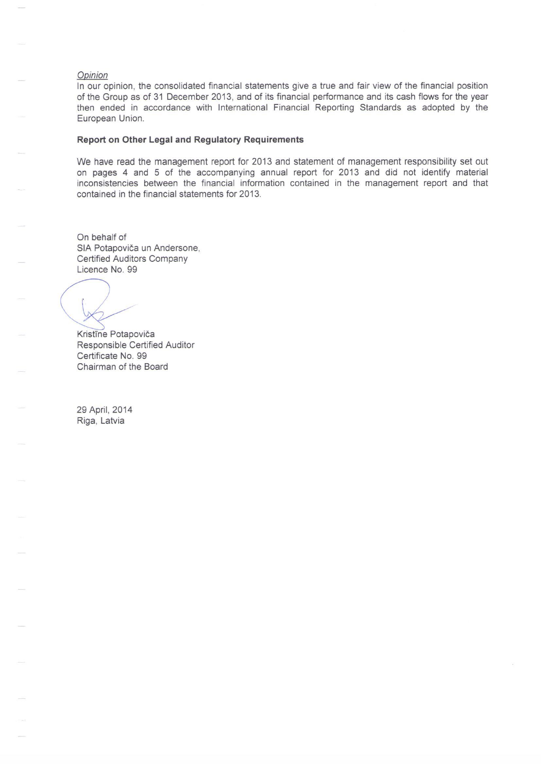*Opinion*

In our opinion, the consolidated financial statements give a true and fair view of the financial position of the Group as of 31 December 2013, and of its financial performance and its cash flows for the year then ended in accordance with International Financial Reporting Standards as adopted by the European Union.

**Report on Other Legal and Regulatory Requirements**

We have read the management report for 2013 and statement of management responsibility set out on pages 4 and 5 of the accompanying annual report for 2013 and did not identify material inconsistencies between the financial information contained in the management report and that contained in the financial statements for 2013.

On behalf of
SIA Potapoviča un Andersone,
Certified Auditors Company
Licence No. 99

Kristīne Potapoviča
Responsible Certified Auditor
Certificate No. 99
Chairman of the Board

29 April, 2014
Riga, Latvia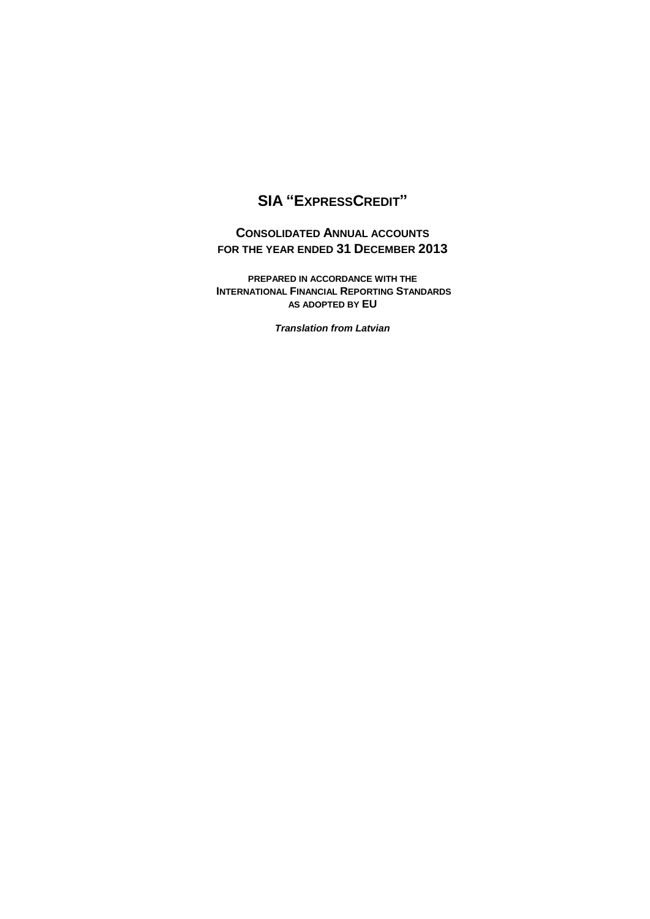# SIA "ExpressCredit"

## Consolidated Annual accounts for the year ended 31 December 2013

### prepared in accordance with the International Financial Reporting Standards as adopted by EU

***Translation from Latvian***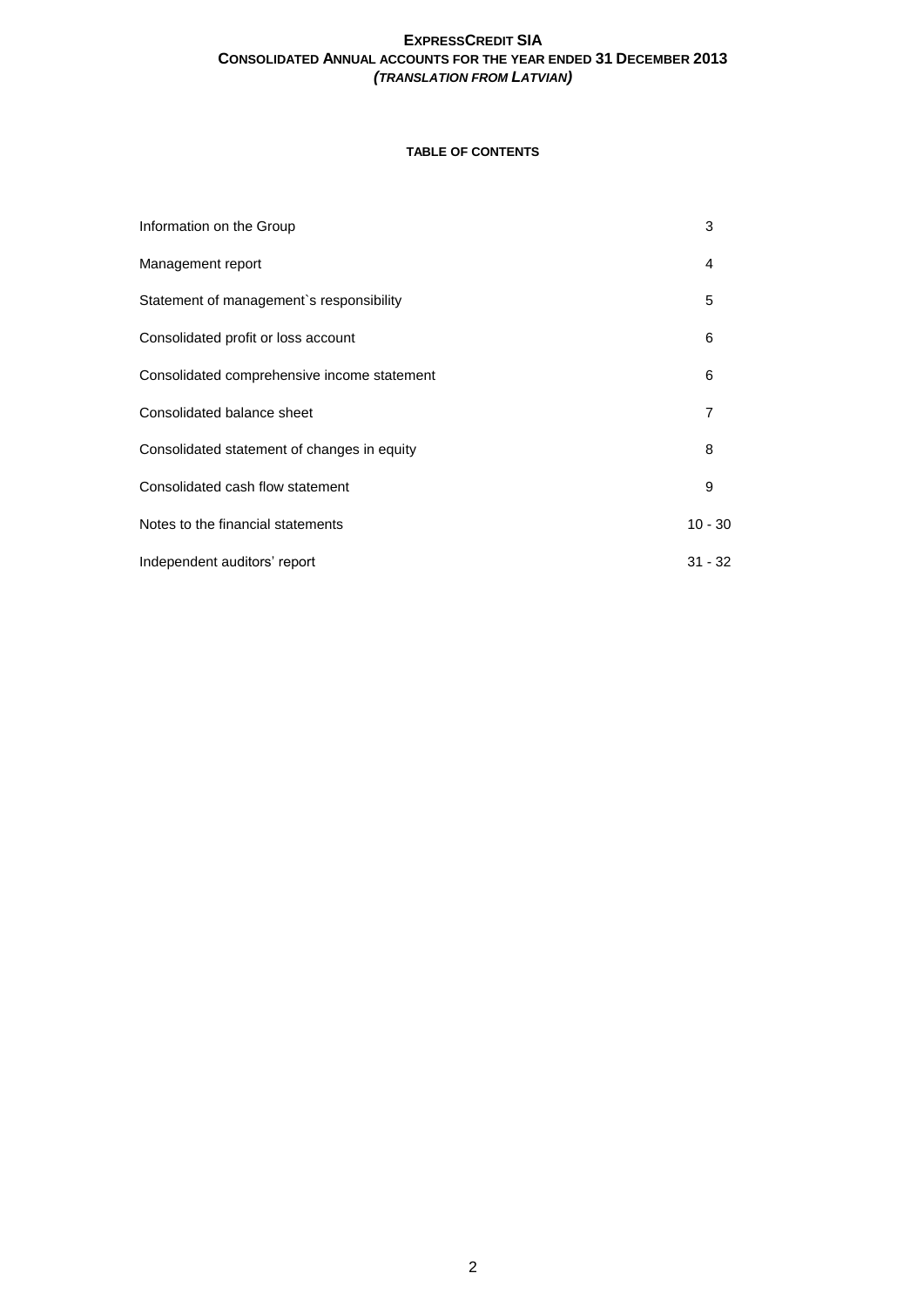**TABLE OF CONTENTS**

| | |
|---|---|
| Information on the Group | 3 |
| Management report | 4 |
| Statement of management`s responsibility | 5 |
| Consolidated profit or loss account | 6 |
| Consolidated comprehensive income statement | 6 |
| Consolidated balance sheet | 7 |
| Consolidated statement of changes in equity | 8 |
| Consolidated cash flow statement | 9 |
| Notes to the financial statements | 10 - 30 |
| Independent auditors' report | 31 - 32 |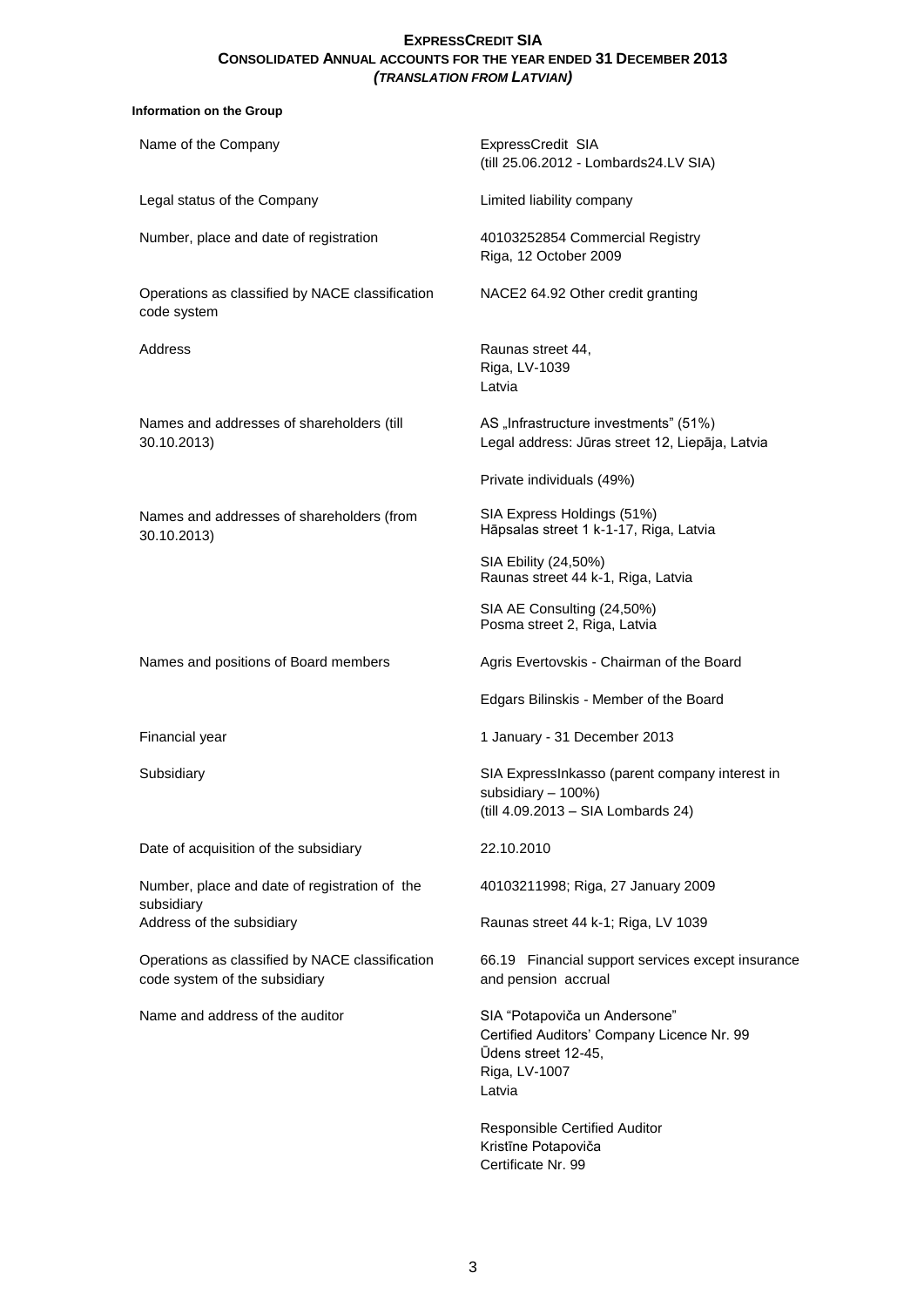**Information on the Group**

| | |
|---|---|
| Name of the Company | ExpressCredit SIA<br>(till 25.06.2012 - Lombards24.LV SIA) |
| Legal status of the Company | Limited liability company |
| Number, place and date of registration | 40103252854 Commercial Registry<br>Riga, 12 October 2009 |
| Operations as classified by NACE classification code system | NACE2 64.92 Other credit granting |
| Address | Raunas street 44,<br>Riga, LV-1039<br>Latvia |
| Names and addresses of shareholders (till 30.10.2013) | AS „Infrastructure investments" (51%)<br>Legal address: Jūras street 12, Liepāja, Latvia<br><br>Private individuals (49%) |
| Names and addresses of shareholders (from 30.10.2013) | SIA Express Holdings (51%)<br>Hāpsalas street 1 k-1-17, Riga, Latvia<br><br>SIA Ebility (24,50%)<br>Raunas street 44 k-1, Riga, Latvia<br><br>SIA AE Consulting (24,50%)<br>Posma street 2, Riga, Latvia |
| Names and positions of Board members | Agris Evertovskis - Chairman of the Board<br><br>Edgars Bilinskis - Member of the Board |
| Financial year | 1 January - 31 December 2013 |
| Subsidiary | SIA ExpressInkasso (parent company interest in subsidiary – 100%)<br>(till 4.09.2013 – SIA Lombards 24) |
| Date of acquisition of the subsidiary | 22.10.2010 |
| Number, place and date of registration of the subsidiary | 40103211998; Riga, 27 January 2009 |
| Address of the subsidiary | Raunas street 44 k-1; Riga, LV 1039 |
| Operations as classified by NACE classification code system of the subsidiary | 66.19 Financial support services except insurance and pension accrual |
| Name and address of the auditor | SIA "Potapoviča un Andersone"<br>Certified Auditors' Company Licence Nr. 99<br>Ūdens street 12-45,<br>Riga, LV-1007<br>Latvia<br><br>Responsible Certified Auditor<br>Kristīne Potapoviča<br>Certificate Nr. 99 |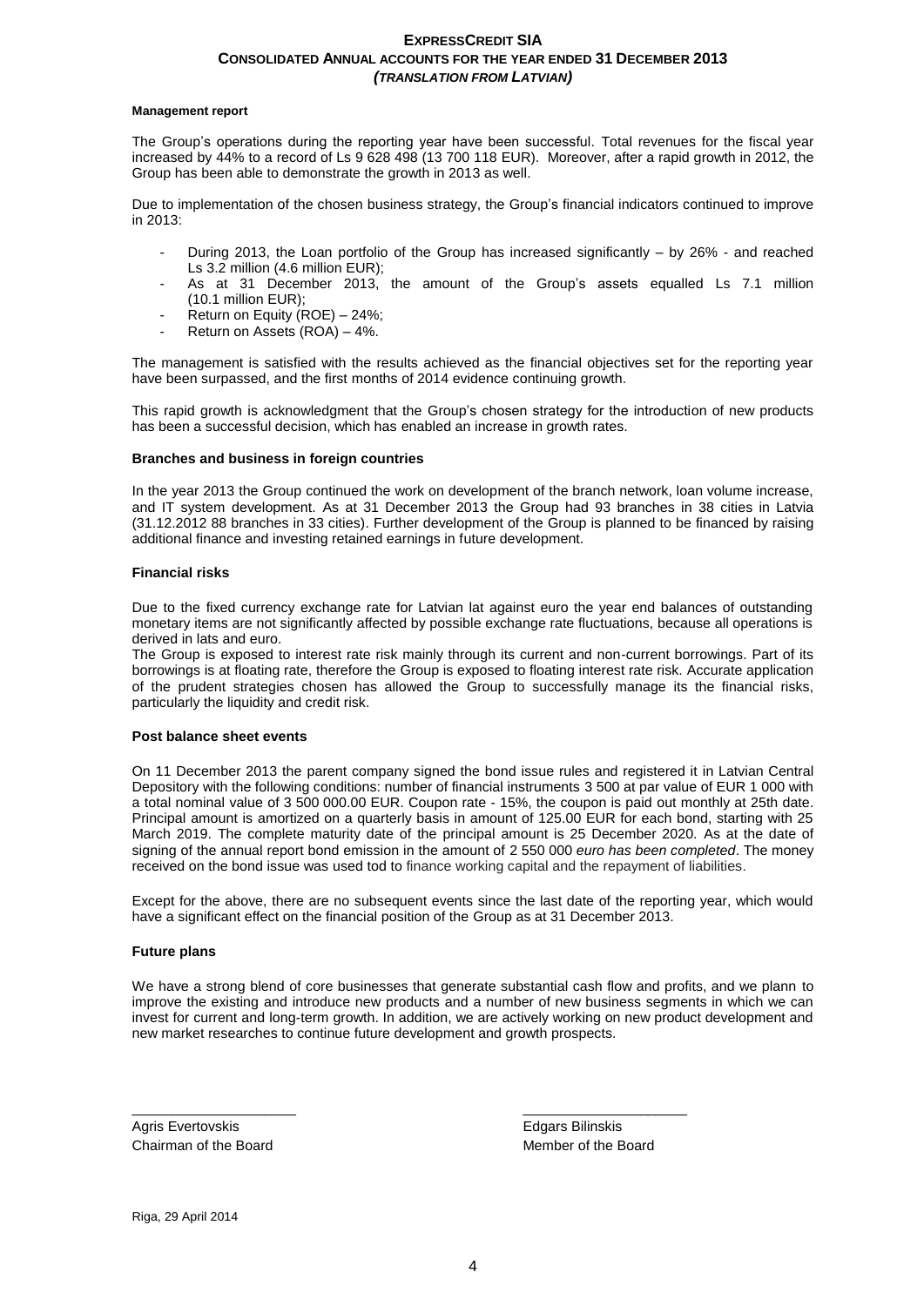**Management report**

The Group's operations during the reporting year have been successful. Total revenues for the fiscal year increased by 44% to a record of Ls 9 628 498 (13 700 118 EUR). Moreover, after a rapid growth in 2012, the Group has been able to demonstrate the growth in 2013 as well.

Due to implementation of the chosen business strategy, the Group's financial indicators continued to improve in 2013:

- During 2013, the Loan portfolio of the Group has increased significantly – by 26% - and reached Ls 3.2 million (4.6 million EUR);
- As at 31 December 2013, the amount of the Group's assets equalled Ls 7.1 million (10.1 million EUR);
- Return on Equity (ROE) – 24%;
- Return on Assets (ROA) – 4%.

The management is satisfied with the results achieved as the financial objectives set for the reporting year have been surpassed, and the first months of 2014 evidence continuing growth.

This rapid growth is acknowledgment that the Group's chosen strategy for the introduction of new products has been a successful decision, which has enabled an increase in growth rates.

**Branches and business in foreign countries**

In the year 2013 the Group continued the work on development of the branch network, loan volume increase, and IT system development. As at 31 December 2013 the Group had 93 branches in 38 cities in Latvia (31.12.2012 88 branches in 33 cities). Further development of the Group is planned to be financed by raising additional finance and investing retained earnings in future development.

**Financial risks**

Due to the fixed currency exchange rate for Latvian lat against euro the year end balances of outstanding monetary items are not significantly affected by possible exchange rate fluctuations, because all operations is derived in lats and euro.
The Group is exposed to interest rate risk mainly through its current and non-current borrowings. Part of its borrowings is at floating rate, therefore the Group is exposed to floating interest rate risk. Accurate application of the prudent strategies chosen has allowed the Group to successfully manage its the financial risks, particularly the liquidity and credit risk.

**Post balance sheet events**

On 11 December 2013 the parent company signed the bond issue rules and registered it in Latvian Central Depository with the following conditions: number of financial instruments 3 500 at par value of EUR 1 000 with a total nominal value of 3 500 000.00 EUR. Coupon rate - 15%, the coupon is paid out monthly at 25th date. Principal amount is amortized on a quarterly basis in amount of 125.00 EUR for each bond, starting with 25 March 2019. The complete maturity date of the principal amount is 25 December 2020. As at the date of signing of the annual report bond emission in the amount of 2 550 000 *euro has been completed*. The money received on the bond issue was used tod to finance working capital and the repayment of liabilities.

Except for the above, there are no subsequent events since the last date of the reporting year, which would have a significant effect on the financial position of the Group as at 31 December 2013.

**Future plans**

We have a strong blend of core businesses that generate substantial cash flow and profits, and we plann to improve the existing and introduce new products and a number of new business segments in which we can invest for current and long-term growth. In addition, we are actively working on new product development and new market researches to continue future development and growth prospects.

| _____________________ | _____________________ |
|---|---|
| Agris Evertovskis | Edgars Bilinskis |
| Chairman of the Board | Member of the Board |

Riga, 29 April 2014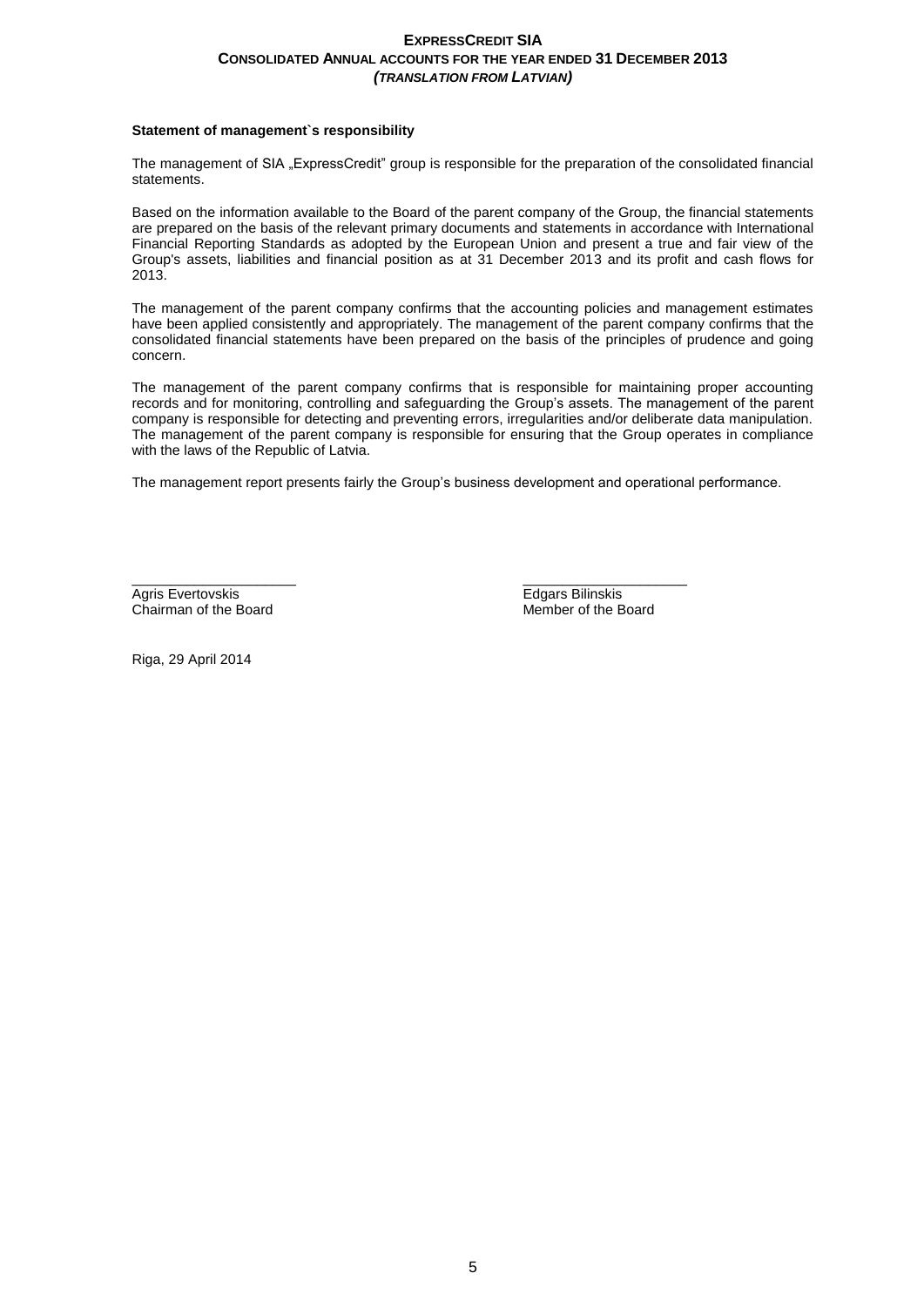**Statement of management`s responsibility**

The management of SIA „ExpressCredit" group is responsible for the preparation of the consolidated financial statements.

Based on the information available to the Board of the parent company of the Group, the financial statements are prepared on the basis of the relevant primary documents and statements in accordance with International Financial Reporting Standards as adopted by the European Union and present a true and fair view of the Group's assets, liabilities and financial position as at 31 December 2013 and its profit and cash flows for 2013.

The management of the parent company confirms that the accounting policies and management estimates have been applied consistently and appropriately. The management of the parent company confirms that the consolidated financial statements have been prepared on the basis of the principles of prudence and going concern.

The management of the parent company confirms that is responsible for maintaining proper accounting records and for monitoring, controlling and safeguarding the Group's assets. The management of the parent company is responsible for detecting and preventing errors, irregularities and/or deliberate data manipulation. The management of the parent company is responsible for ensuring that the Group operates in compliance with the laws of the Republic of Latvia.

The management report presents fairly the Group's business development and operational performance.

Agris Evertovskis
Chairman of the Board

Edgars Bilinskis
Member of the Board

Riga, 29 April 2014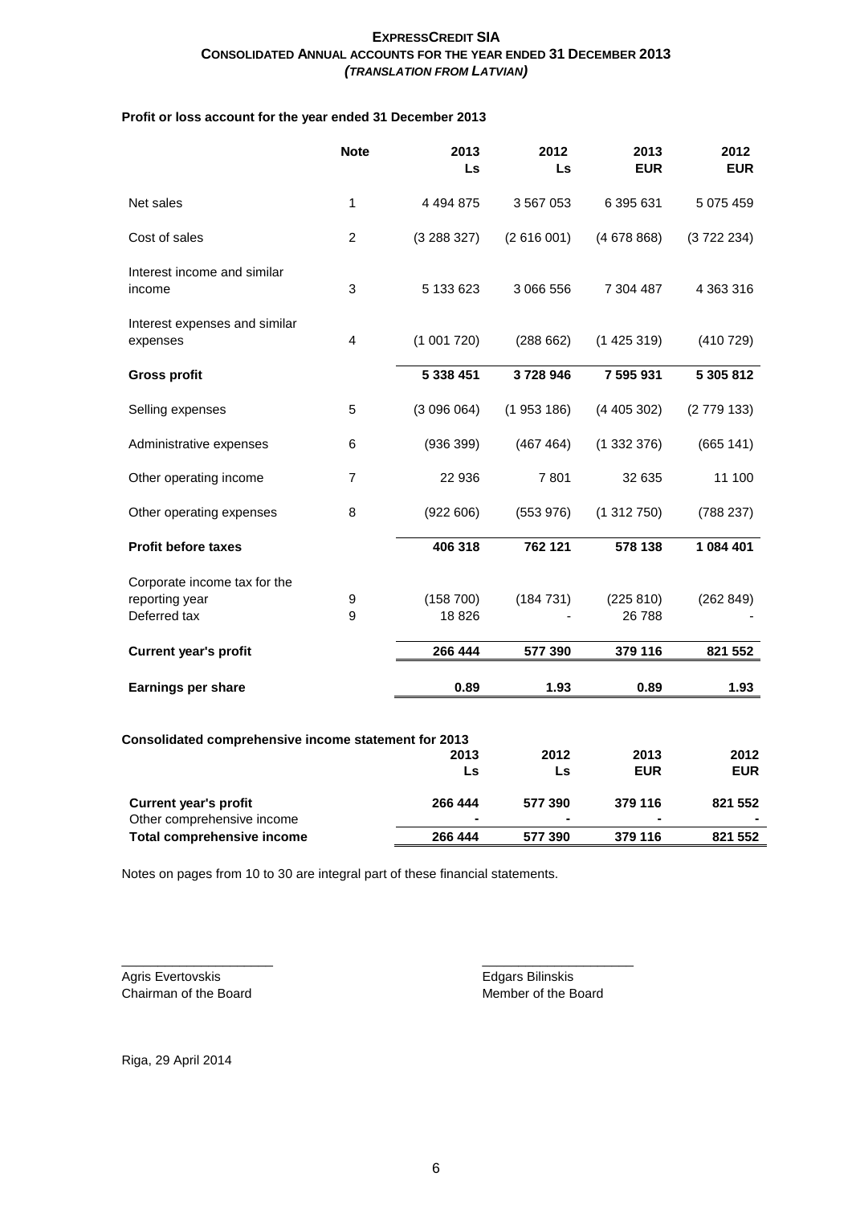**EXPRESSCREDIT SIA**
**CONSOLIDATED ANNUAL ACCOUNTS FOR THE YEAR ENDED 31 DECEMBER 2013**
***(TRANSLATION FROM LATVIAN)***

**Profit or loss account for the year ended 31 December 2013**

| | Note | 2013 Ls | 2012 Ls | 2013 EUR | 2012 EUR |
|---|---|---|---|---|---|
| Net sales | 1 | 4 494 875 | 3 567 053 | 6 395 631 | 5 075 459 |
| Cost of sales | 2 | (3 288 327) | (2 616 001) | (4 678 868) | (3 722 234) |
| Interest income and similar income | 3 | 5 133 623 | 3 066 556 | 7 304 487 | 4 363 316 |
| Interest expenses and similar expenses | 4 | (1 001 720) | (288 662) | (1 425 319) | (410 729) |
| **Gross profit** | | **5 338 451** | **3 728 946** | **7 595 931** | **5 305 812** |
| Selling expenses | 5 | (3 096 064) | (1 953 186) | (4 405 302) | (2 779 133) |
| Administrative expenses | 6 | (936 399) | (467 464) | (1 332 376) | (665 141) |
| Other operating income | 7 | 22 936 | 7 801 | 32 635 | 11 100 |
| Other operating expenses | 8 | (922 606) | (553 976) | (1 312 750) | (788 237) |
| **Profit before taxes** | | **406 318** | **762 121** | **578 138** | **1 084 401** |
| Corporate income tax for the reporting year | 9 | (158 700) | (184 731) | (225 810) | (262 849) |
| Deferred tax | 9 | 18 826 | - | 26 788 | - |
| **Current year's profit** | | **266 444** | **577 390** | **379 116** | **821 552** |
| **Earnings per share** | | **0.89** | **1.93** | **0.89** | **1.93** |

**Consolidated comprehensive income statement for 2013**

| | 2013 Ls | 2012 Ls | 2013 EUR | 2012 EUR |
|---|---|---|---|---|
| **Current year's profit** | **266 444** | **577 390** | **379 116** | **821 552** |
| Other comprehensive income | - | - | - | - |
| **Total comprehensive income** | **266 444** | **577 390** | **379 116** | **821 552** |

Notes on pages from 10 to 30 are integral part of these financial statements.

Agris Evertovskis
Chairman of the Board

Edgars Bilinskis
Member of the Board

Riga, 29 April 2014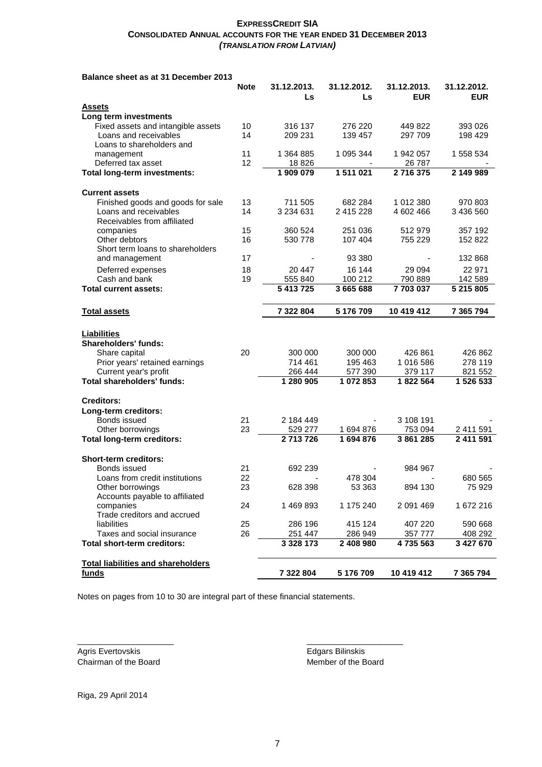# EXPRESSCREDIT SIA
## CONSOLIDATED ANNUAL ACCOUNTS FOR THE YEAR ENDED 31 DECEMBER 2013
*(TRANSLATION FROM LATVIAN)*

**Balance sheet as at 31 December 2013**

| | Note | 31.12.2013. Ls | 31.12.2012. Ls | 31.12.2013. EUR | 31.12.2012. EUR |
|---|---|---|---|---|---|
| **Assets** | | | | | |
| **Long term investments** | | | | | |
| Fixed assets and intangible assets | 10 | 316 137 | 276 220 | 449 822 | 393 026 |
| Loans and receivables | 14 | 209 231 | 139 457 | 297 709 | 198 429 |
| Loans to shareholders and management | 11 | 1 364 885 | 1 095 344 | 1 942 057 | 1 558 534 |
| Deferred tax asset | 12 | 18 826 | - | 26 787 | - |
| **Total long-term investments:** | | **1 909 079** | **1 511 021** | **2 716 375** | **2 149 989** |
| **Current assets** | | | | | |
| Finished goods and goods for sale | 13 | 711 505 | 682 284 | 1 012 380 | 970 803 |
| Loans and receivables | 14 | 3 234 631 | 2 415 228 | 4 602 466 | 3 436 560 |
| Receivables from affiliated companies | 15 | 360 524 | 251 036 | 512 979 | 357 192 |
| Other debtors | 16 | 530 778 | 107 404 | 755 229 | 152 822 |
| Short term loans to shareholders and management | 17 | - | 93 380 | - | 132 868 |
| Deferred expenses | 18 | 20 447 | 16 144 | 29 094 | 22 971 |
| Cash and bank | 19 | 555 840 | 100 212 | 790 889 | 142 589 |
| **Total current assets:** | | **5 413 725** | **3 665 688** | **7 703 037** | **5 215 805** |
| **Total assets** | | **7 322 804** | **5 176 709** | **10 419 412** | **7 365 794** |
| **Liabilities** | | | | | |
| **Shareholders' funds:** | | | | | |
| Share capital | 20 | 300 000 | 300 000 | 426 861 | 426 862 |
| Prior years' retained earnings | | 714 461 | 195 463 | 1 016 586 | 278 119 |
| Current year's profit | | 266 444 | 577 390 | 379 117 | 821 552 |
| **Total shareholders' funds:** | | **1 280 905** | **1 072 853** | **1 822 564** | **1 526 533** |
| **Creditors:** | | | | | |
| **Long-term creditors:** | | | | | |
| Bonds issued | 21 | 2 184 449 | - | 3 108 191 | - |
| Other borrowings | 23 | 529 277 | 1 694 876 | 753 094 | 2 411 591 |
| **Total long-term creditors:** | | **2 713 726** | **1 694 876** | **3 861 285** | **2 411 591** |
| **Short-term creditors:** | | | | | |
| Bonds issued | 21 | 692 239 | - | 984 967 | - |
| Loans from credit institutions | 22 | - | 478 304 | - | 680 565 |
| Other borrowings | 23 | 628 398 | 53 363 | 894 130 | 75 929 |
| Accounts payable to affiliated companies | 24 | 1 469 893 | 1 175 240 | 2 091 469 | 1 672 216 |
| Trade creditors and accrued liabilities | 25 | 286 196 | 415 124 | 407 220 | 590 668 |
| Taxes and social insurance | 26 | 251 447 | 286 949 | 357 777 | 408 292 |
| **Total short-term creditors:** | | **3 328 173** | **2 408 980** | **4 735 563** | **3 427 670** |
| **Total liabilities and shareholders funds** | | **7 322 804** | **5 176 709** | **10 419 412** | **7 365 794** |

Notes on pages from 10 to 30 are integral part of these financial statements.

Agris Evertovskis
Chairman of the Board

Edgars Bilinskis
Member of the Board

Riga, 29 April 2014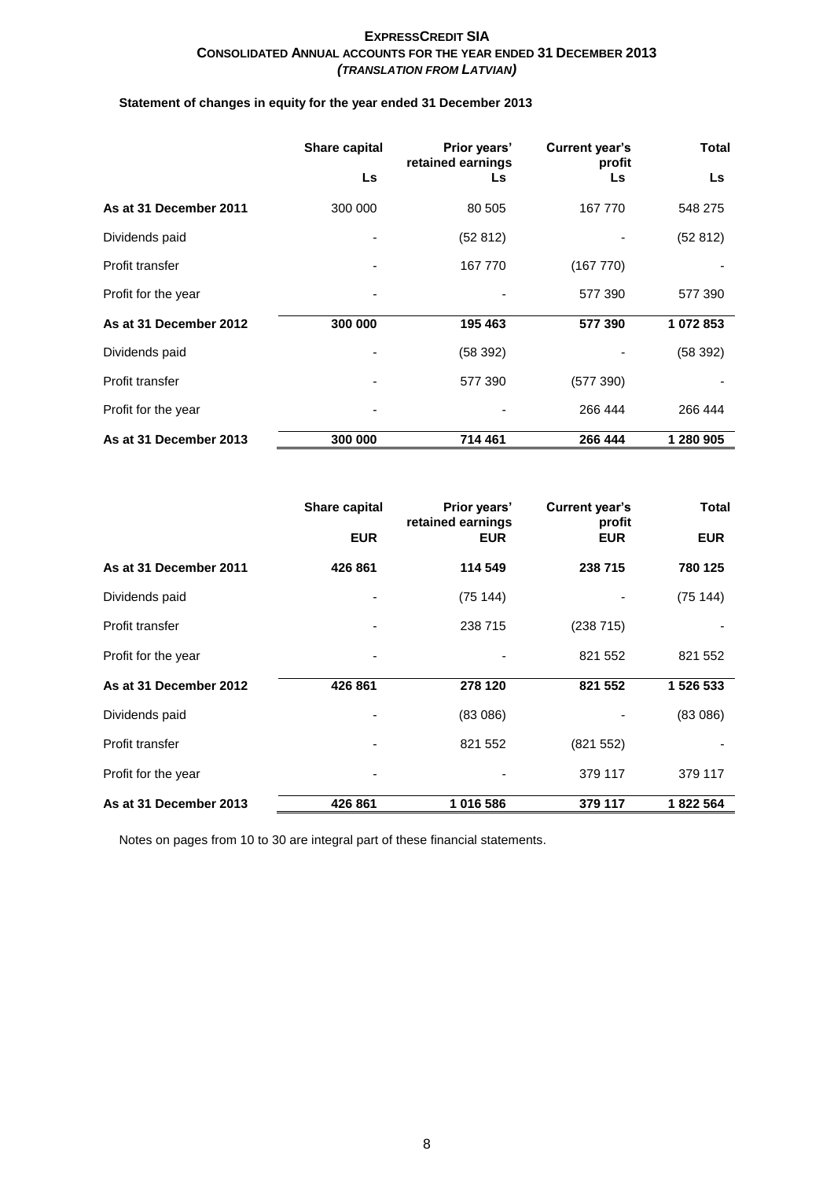### Statement of changes in equity for the year ended 31 December 2013

| | Share capital | Prior years' retained earnings | Current year's profit | Total |
|---|---|---|---|---|
| | Ls | Ls | Ls | Ls |
| **As at 31 December 2011** | 300 000 | 80 505 | 167 770 | 548 275 |
| Dividends paid | - | (52 812) | - | (52 812) |
| Profit transfer | - | 167 770 | (167 770) | - |
| Profit for the year | - | - | 577 390 | 577 390 |
| **As at 31 December 2012** | **300 000** | **195 463** | **577 390** | **1 072 853** |
| Dividends paid | - | (58 392) | - | (58 392) |
| Profit transfer | - | 577 390 | (577 390) | - |
| Profit for the year | - | - | 266 444 | 266 444 |
| **As at 31 December 2013** | **300 000** | **714 461** | **266 444** | **1 280 905** |

| | Share capital | Prior years' retained earnings | Current year's profit | Total |
|---|---|---|---|---|
| | **EUR** | **EUR** | **EUR** | **EUR** |
| **As at 31 December 2011** | **426 861** | **114 549** | **238 715** | **780 125** |
| Dividends paid | - | (75 144) | - | (75 144) |
| Profit transfer | - | 238 715 | (238 715) | - |
| Profit for the year | - | - | 821 552 | 821 552 |
| **As at 31 December 2012** | **426 861** | **278 120** | **821 552** | **1 526 533** |
| Dividends paid | - | (83 086) | - | (83 086) |
| Profit transfer | - | 821 552 | (821 552) | - |
| Profit for the year | - | - | 379 117 | 379 117 |
| **As at 31 December 2013** | **426 861** | **1 016 586** | **379 117** | **1 822 564** |

Notes on pages from 10 to 30 are integral part of these financial statements.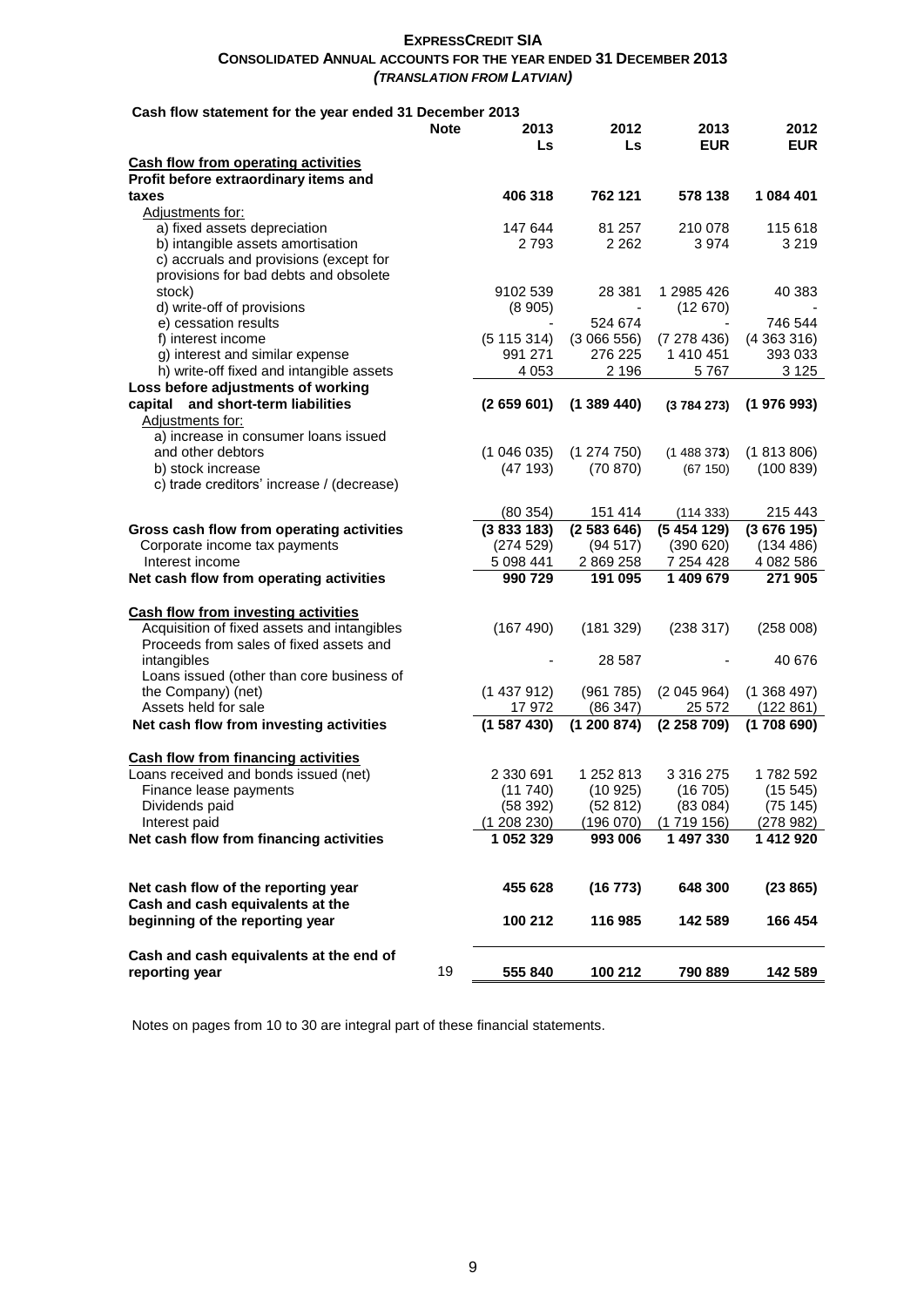**EXPRESSCREDIT SIA**
**CONSOLIDATED ANNUAL ACCOUNTS FOR THE YEAR ENDED 31 DECEMBER 2013**
***(TRANSLATION FROM LATVIAN)***

**Cash flow statement for the year ended 31 December 2013**

| | Note | 2013 Ls | 2012 Ls | 2013 EUR | 2012 EUR |
|---|---|---|---|---|---|
| **Cash flow from operating activities** | | | | | |
| **Profit before extraordinary items and taxes** | | **406 318** | **762 121** | **578 138** | **1 084 401** |
| Adjustments for: | | | | | |
| a) fixed assets depreciation | | 147 644 | 81 257 | 210 078 | 115 618 |
| b) intangible assets amortisation | | 2 793 | 2 262 | 3 974 | 3 219 |
| c) accruals and provisions (except for provisions for bad debts and obsolete stock) | | 9102 539 | 28 381 | 1 2985 426 | 40 383 |
| d) write-off of provisions | | (8 905) | - | (12 670) | - |
| e) cessation results | | - | 524 674 | - | 746 544 |
| f) interest income | | (5 115 314) | (3 066 556) | (7 278 436) | (4 363 316) |
| g) interest and similar expense | | 991 271 | 276 225 | 1 410 451 | 393 033 |
| h) write-off fixed and intangible assets | | 4 053 | 2 196 | 5 767 | 3 125 |
| **Loss before adjustments of working capital and short-term liabilities** | | **(2 659 601)** | **(1 389 440)** | **(3 784 273)** | **(1 976 993)** |
| Adjustments for: | | | | | |
| a) increase in consumer loans issued and other debtors | | (1 046 035) | (1 274 750) | (1 488 373) | (1 813 806) |
| b) stock increase | | (47 193) | (70 870) | (67 150) | (100 839) |
| c) trade creditors' increase / (decrease) | | (80 354) | 151 414 | (114 333) | 215 443 |
| **Gross cash flow from operating activities** | | **(3 833 183)** | **(2 583 646)** | **(5 454 129)** | **(3 676 195)** |
| Corporate income tax payments | | (274 529) | (94 517) | (390 620) | (134 486) |
| Interest income | | 5 098 441 | 2 869 258 | 7 254 428 | 4 082 586 |
| **Net cash flow from operating activities** | | **990 729** | **191 095** | **1 409 679** | **271 905** |
| **Cash flow from investing activities** | | | | | |
| Acquisition of fixed assets and intangibles | | (167 490) | (181 329) | (238 317) | (258 008) |
| Proceeds from sales of fixed assets and intangibles | | - | 28 587 | - | 40 676 |
| Loans issued (other than core business of the Company) (net) | | (1 437 912) | (961 785) | (2 045 964) | (1 368 497) |
| Assets held for sale | | 17 972 | (86 347) | 25 572 | (122 861) |
| **Net cash flow from investing activities** | | **(1 587 430)** | **(1 200 874)** | **(2 258 709)** | **(1 708 690)** |
| **Cash flow from financing activities** | | | | | |
| Loans received and bonds issued (net) | | 2 330 691 | 1 252 813 | 3 316 275 | 1 782 592 |
| Finance lease payments | | (11 740) | (10 925) | (16 705) | (15 545) |
| Dividends paid | | (58 392) | (52 812) | (83 084) | (75 145) |
| Interest paid | | (1 208 230) | (196 070) | (1 719 156) | (278 982) |
| **Net cash flow from financing activities** | | **1 052 329** | **993 006** | **1 497 330** | **1 412 920** |
| **Net cash flow of the reporting year** | | **455 628** | **(16 773)** | **648 300** | **(23 865)** |
| **Cash and cash equivalents at the beginning of the reporting year** | | **100 212** | **116 985** | **142 589** | **166 454** |
| **Cash and cash equivalents at the end of reporting year** | 19 | **555 840** | **100 212** | **790 889** | **142 589** |

Notes on pages from 10 to 30 are integral part of these financial statements.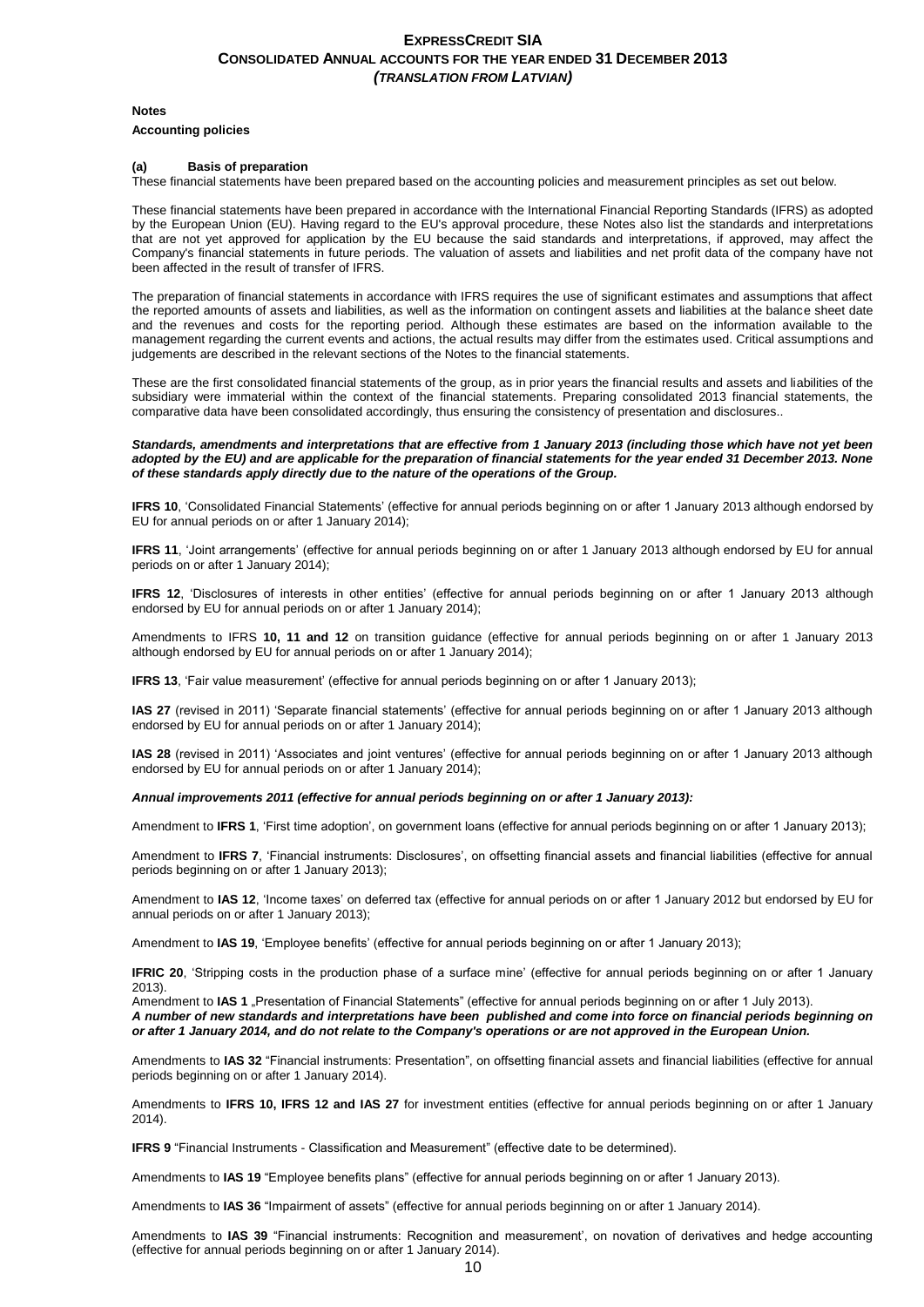**Notes**

**Accounting policies**

**(a) Basis of preparation**

These financial statements have been prepared based on the accounting policies and measurement principles as set out below.

These financial statements have been prepared in accordance with the International Financial Reporting Standards (IFRS) as adopted by the European Union (EU). Having regard to the EU's approval procedure, these Notes also list the standards and interpretations that are not yet approved for application by the EU because the said standards and interpretations, if approved, may affect the Company's financial statements in future periods. The valuation of assets and liabilities and net profit data of the company have not been affected in the result of transfer of IFRS.

The preparation of financial statements in accordance with IFRS requires the use of significant estimates and assumptions that affect the reported amounts of assets and liabilities, as well as the information on contingent assets and liabilities at the balance sheet date and the revenues and costs for the reporting period. Although these estimates are based on the information available to the management regarding the current events and actions, the actual results may differ from the estimates used. Critical assumptions and judgements are described in the relevant sections of the Notes to the financial statements.

These are the first consolidated financial statements of the group, as in prior years the financial results and assets and liabilities of the subsidiary were immaterial within the context of the financial statements. Preparing consolidated 2013 financial statements, the comparative data have been consolidated accordingly, thus ensuring the consistency of presentation and disclosures..

***Standards, amendments and interpretations that are effective from 1 January 2013 (including those which have not yet been adopted by the EU) and are applicable for the preparation of financial statements for the year ended 31 December 2013. None of these standards apply directly due to the nature of the operations of the Group.***

**IFRS 10**, 'Consolidated Financial Statements' (effective for annual periods beginning on or after 1 January 2013 although endorsed by EU for annual periods on or after 1 January 2014);

**IFRS 11**, 'Joint arrangements' (effective for annual periods beginning on or after 1 January 2013 although endorsed by EU for annual periods on or after 1 January 2014);

**IFRS 12**, 'Disclosures of interests in other entities' (effective for annual periods beginning on or after 1 January 2013 although endorsed by EU for annual periods on or after 1 January 2014);

Amendments to IFRS **10, 11 and 12** on transition guidance (effective for annual periods beginning on or after 1 January 2013 although endorsed by EU for annual periods on or after 1 January 2014);

**IFRS 13**, 'Fair value measurement' (effective for annual periods beginning on or after 1 January 2013);

**IAS 27** (revised in 2011) 'Separate financial statements' (effective for annual periods beginning on or after 1 January 2013 although endorsed by EU for annual periods on or after 1 January 2014);

**IAS 28** (revised in 2011) 'Associates and joint ventures' (effective for annual periods beginning on or after 1 January 2013 although endorsed by EU for annual periods on or after 1 January 2014);

***Annual improvements 2011 (effective for annual periods beginning on or after 1 January 2013):***

Amendment to **IFRS 1**, 'First time adoption', on government loans (effective for annual periods beginning on or after 1 January 2013);

Amendment to **IFRS 7**, 'Financial instruments: Disclosures', on offsetting financial assets and financial liabilities (effective for annual periods beginning on or after 1 January 2013);

Amendment to **IAS 12**, 'Income taxes' on deferred tax (effective for annual periods on or after 1 January 2012 but endorsed by EU for annual periods on or after 1 January 2013);

Amendment to **IAS 19**, 'Employee benefits' (effective for annual periods beginning on or after 1 January 2013);

**IFRIC 20**, 'Stripping costs in the production phase of a surface mine' (effective for annual periods beginning on or after 1 January 2013).

Amendment to **IAS 1** „Presentation of Financial Statements" (effective for annual periods beginning on or after 1 July 2013).

***A number of new standards and interpretations have been published and come into force on financial periods beginning on or after 1 January 2014, and do not relate to the Company's operations or are not approved in the European Union.***

Amendments to **IAS 32** "Financial instruments: Presentation", on offsetting financial assets and financial liabilities (effective for annual periods beginning on or after 1 January 2014).

Amendments to **IFRS 10, IFRS 12 and IAS 27** for investment entities (effective for annual periods beginning on or after 1 January 2014).

**IFRS 9** "Financial Instruments - Classification and Measurement" (effective date to be determined).

Amendments to **IAS 19** "Employee benefits plans" (effective for annual periods beginning on or after 1 January 2013).

Amendments to **IAS 36** "Impairment of assets" (effective for annual periods beginning on or after 1 January 2014).

Amendments to **IAS 39** "Financial instruments: Recognition and measurement', on novation of derivatives and hedge accounting (effective for annual periods beginning on or after 1 January 2014).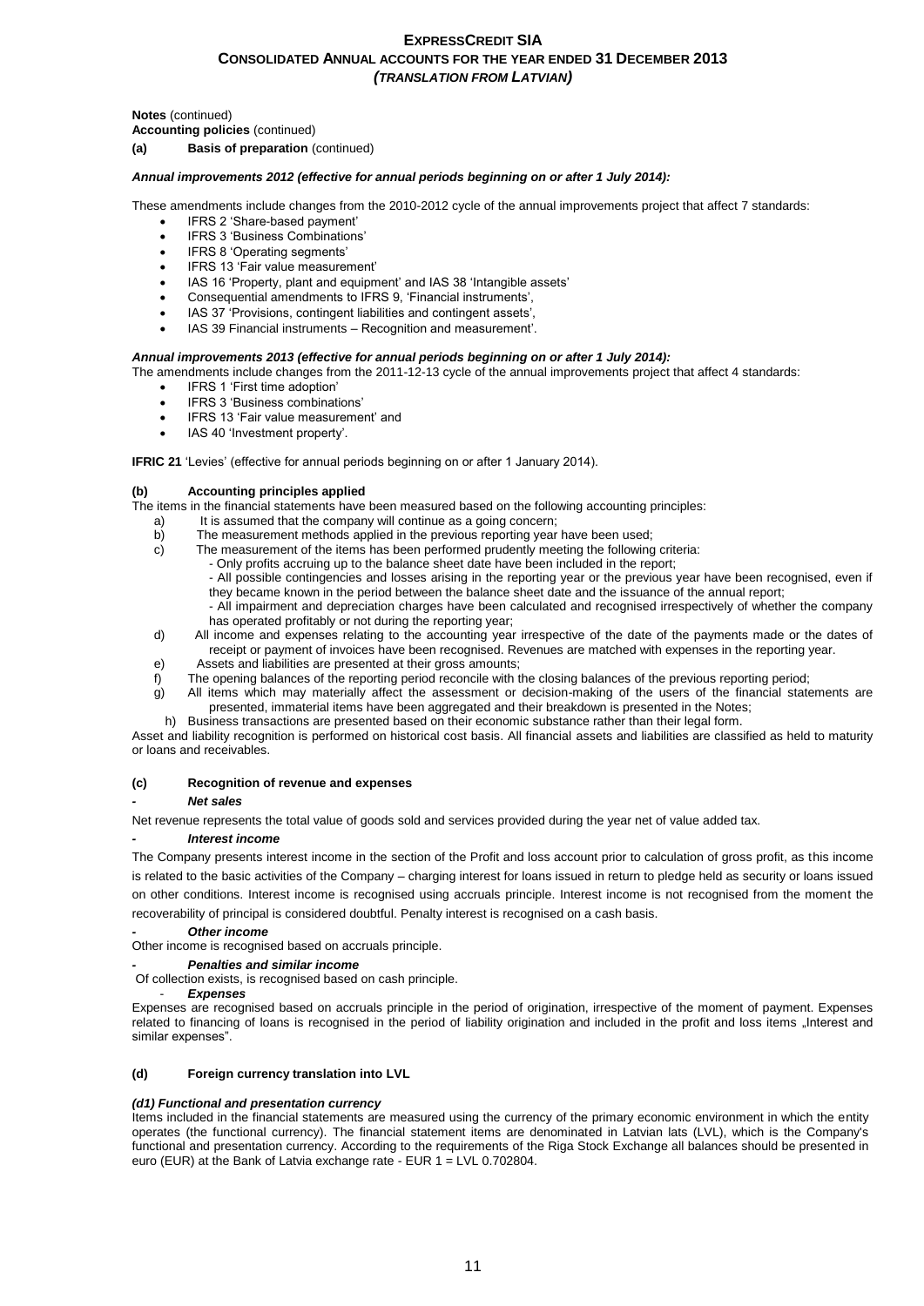**Notes** (continued)

**Accounting policies** (continued)

**(a) Basis of preparation** (continued)

***Annual improvements 2012 (effective for annual periods beginning on or after 1 July 2014):***

These amendments include changes from the 2010-2012 cycle of the annual improvements project that affect 7 standards:

- IFRS 2 'Share-based payment'
- IFRS 3 'Business Combinations'
- IFRS 8 'Operating segments'
- IFRS 13 'Fair value measurement'
- IAS 16 'Property, plant and equipment' and IAS 38 'Intangible assets'
- Consequential amendments to IFRS 9, 'Financial instruments',
- IAS 37 'Provisions, contingent liabilities and contingent assets',
- IAS 39 Financial instruments – Recognition and measurement'.

***Annual improvements 2013 (effective for annual periods beginning on or after 1 July 2014):***

The amendments include changes from the 2011-12-13 cycle of the annual improvements project that affect 4 standards:

- IFRS 1 'First time adoption'
- IFRS 3 'Business combinations'
- IFRS 13 'Fair value measurement' and
- IAS 40 'Investment property'.

**IFRIC 21** 'Levies' (effective for annual periods beginning on or after 1 January 2014).

**(b) Accounting principles applied**

The items in the financial statements have been measured based on the following accounting principles:

a) It is assumed that the company will continue as a going concern;
b) The measurement methods applied in the previous reporting year have been used;
c) The measurement of the items has been performed prudently meeting the following criteria:
   - Only profits accruing up to the balance sheet date have been included in the report;
   - All possible contingencies and losses arising in the reporting year or the previous year have been recognised, even if they became known in the period between the balance sheet date and the issuance of the annual report;
   - All impairment and depreciation charges have been calculated and recognised irrespectively of whether the company has operated profitably or not during the reporting year;
d) All income and expenses relating to the accounting year irrespective of the date of the payments made or the dates of receipt or payment of invoices have been recognised. Revenues are matched with expenses in the reporting year.
e) Assets and liabilities are presented at their gross amounts;
f) The opening balances of the reporting period reconcile with the closing balances of the previous reporting period;
g) All items which may materially affect the assessment or decision-making of the users of the financial statements are presented, immaterial items have been aggregated and their breakdown is presented in the Notes;
h) Business transactions are presented based on their economic substance rather than their legal form.

Asset and liability recognition is performed on historical cost basis. All financial assets and liabilities are classified as held to maturity or loans and receivables.

**(c) Recognition of revenue and expenses**

- ***Net sales***

Net revenue represents the total value of goods sold and services provided during the year net of value added tax.

- ***Interest income***

The Company presents interest income in the section of the Profit and loss account prior to calculation of gross profit, as this income is related to the basic activities of the Company – charging interest for loans issued in return to pledge held as security or loans issued on other conditions. Interest income is recognised using accruals principle. Interest income is not recognised from the moment the recoverability of principal is considered doubtful. Penalty interest is recognised on a cash basis.

- ***Other income***

Other income is recognised based on accruals principle.

- ***Penalties and similar income***

Of collection exists, is recognised based on cash principle.

- ***Expenses***

Expenses are recognised based on accruals principle in the period of origination, irrespective of the moment of payment. Expenses related to financing of loans is recognised in the period of liability origination and included in the profit and loss items „Interest and similar expenses".

**(d) Foreign currency translation into LVL**

***(d1) Functional and presentation currency***

Items included in the financial statements are measured using the currency of the primary economic environment in which the entity operates (the functional currency). The financial statement items are denominated in Latvian lats (LVL), which is the Company's functional and presentation currency. According to the requirements of the Riga Stock Exchange all balances should be presented in euro (EUR) at the Bank of Latvia exchange rate - EUR 1 = LVL 0.702804.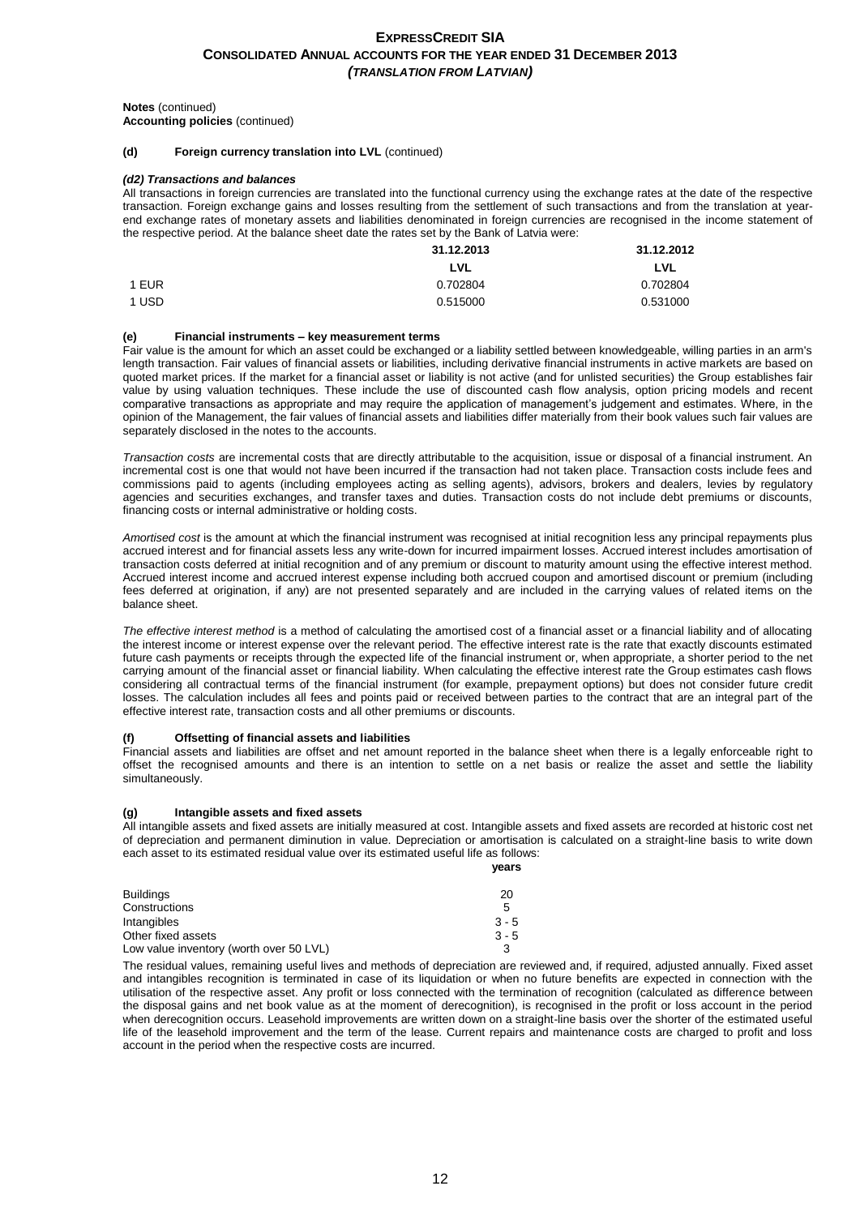**Notes** (continued)
**Accounting policies** (continued)

#### (d) Foreign currency translation into LVL (continued)

##### *(d2) Transactions and balances*

All transactions in foreign currencies are translated into the functional currency using the exchange rates at the date of the respective transaction. Foreign exchange gains and losses resulting from the settlement of such transactions and from the translation at year-end exchange rates of monetary assets and liabilities denominated in foreign currencies are recognised in the income statement of the respective period. At the balance sheet date the rates set by the Bank of Latvia were:

| | 31.12.2013 | 31.12.2012 |
|---|---|---|
| | LVL | LVL |
| 1 EUR | 0.702804 | 0.702804 |
| 1 USD | 0.515000 | 0.531000 |

#### (e) Financial instruments – key measurement terms

Fair value is the amount for which an asset could be exchanged or a liability settled between knowledgeable, willing parties in an arm's length transaction. Fair values of financial assets or liabilities, including derivative financial instruments in active markets are based on quoted market prices. If the market for a financial asset or liability is not active (and for unlisted securities) the Group establishes fair value by using valuation techniques. These include the use of discounted cash flow analysis, option pricing models and recent comparative transactions as appropriate and may require the application of management's judgement and estimates. Where, in the opinion of the Management, the fair values of financial assets and liabilities differ materially from their book values such fair values are separately disclosed in the notes to the accounts.

*Transaction costs* are incremental costs that are directly attributable to the acquisition, issue or disposal of a financial instrument. An incremental cost is one that would not have been incurred if the transaction had not taken place. Transaction costs include fees and commissions paid to agents (including employees acting as selling agents), advisors, brokers and dealers, levies by regulatory agencies and securities exchanges, and transfer taxes and duties. Transaction costs do not include debt premiums or discounts, financing costs or internal administrative or holding costs.

*Amortised cost* is the amount at which the financial instrument was recognised at initial recognition less any principal repayments plus accrued interest and for financial assets less any write-down for incurred impairment losses. Accrued interest includes amortisation of transaction costs deferred at initial recognition and of any premium or discount to maturity amount using the effective interest method. Accrued interest income and accrued interest expense including both accrued coupon and amortised discount or premium (including fees deferred at origination, if any) are not presented separately and are included in the carrying values of related items on the balance sheet.

*The effective interest method* is a method of calculating the amortised cost of a financial asset or a financial liability and of allocating the interest income or interest expense over the relevant period. The effective interest rate is the rate that exactly discounts estimated future cash payments or receipts through the expected life of the financial instrument or, when appropriate, a shorter period to the net carrying amount of the financial asset or financial liability. When calculating the effective interest rate the Group estimates cash flows considering all contractual terms of the financial instrument (for example, prepayment options) but does not consider future credit losses. The calculation includes all fees and points paid or received between parties to the contract that are an integral part of the effective interest rate, transaction costs and all other premiums or discounts.

#### (f) Offsetting of financial assets and liabilities

Financial assets and liabilities are offset and net amount reported in the balance sheet when there is a legally enforceable right to offset the recognised amounts and there is an intention to settle on a net basis or realize the asset and settle the liability simultaneously.

#### (g) Intangible assets and fixed assets

All intangible assets and fixed assets are initially measured at cost. Intangible assets and fixed assets are recorded at historic cost net of depreciation and permanent diminution in value. Depreciation or amortisation is calculated on a straight-line basis to write down each asset to its estimated residual value over its estimated useful life as follows:

| | years |
|---|---|
| Buildings | 20 |
| Constructions | 5 |
| Intangibles | 3 - 5 |
| Other fixed assets | 3 - 5 |
| Low value inventory (worth over 50 LVL) | 3 |

The residual values, remaining useful lives and methods of depreciation are reviewed and, if required, adjusted annually. Fixed asset and intangibles recognition is terminated in case of its liquidation or when no future benefits are expected in connection with the utilisation of the respective asset. Any profit or loss connected with the termination of recognition (calculated as difference between the disposal gains and net book value as at the moment of derecognition), is recognised in the profit or loss account in the period when derecognition occurs. Leasehold improvements are written down on a straight-line basis over the shorter of the estimated useful life of the leasehold improvement and the term of the lease. Current repairs and maintenance costs are charged to profit and loss account in the period when the respective costs are incurred.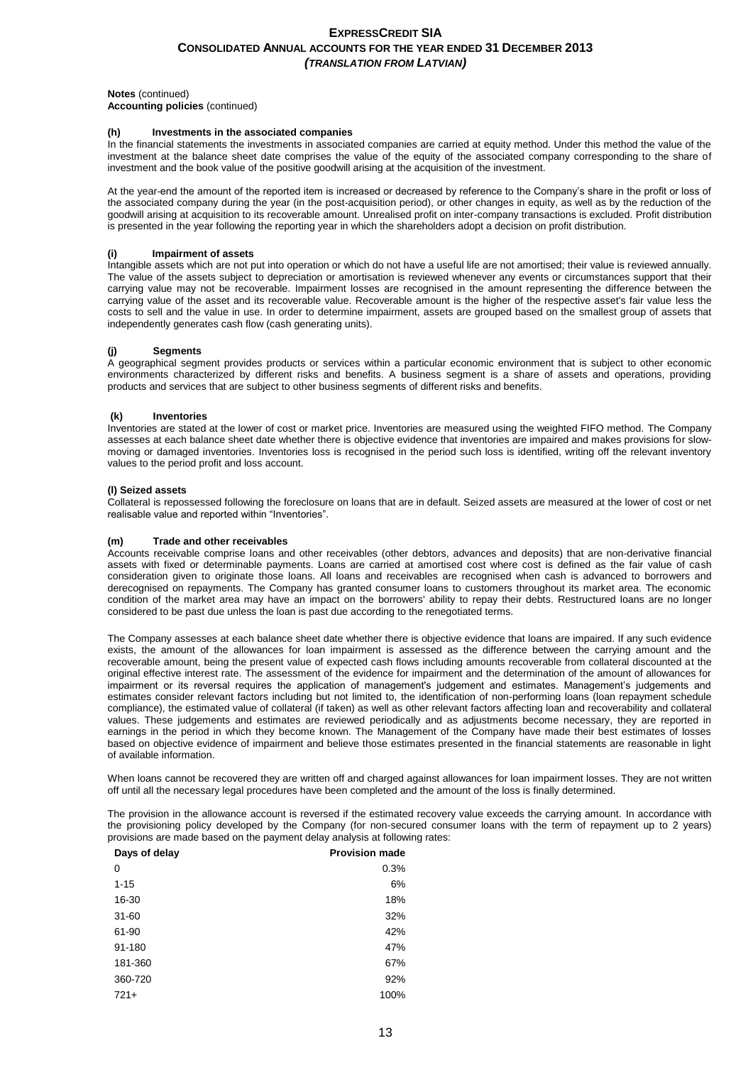**Notes** (continued)
**Accounting policies** (continued)

#### (h) Investments in the associated companies

In the financial statements the investments in associated companies are carried at equity method. Under this method the value of the investment at the balance sheet date comprises the value of the equity of the associated company corresponding to the share of investment and the book value of the positive goodwill arising at the acquisition of the investment.

At the year-end the amount of the reported item is increased or decreased by reference to the Company's share in the profit or loss of the associated company during the year (in the post-acquisition period), or other changes in equity, as well as by the reduction of the goodwill arising at acquisition to its recoverable amount. Unrealised profit on inter-company transactions is excluded. Profit distribution is presented in the year following the reporting year in which the shareholders adopt a decision on profit distribution.

#### (i) Impairment of assets

Intangible assets which are not put into operation or which do not have a useful life are not amortised; their value is reviewed annually. The value of the assets subject to depreciation or amortisation is reviewed whenever any events or circumstances support that their carrying value may not be recoverable. Impairment losses are recognised in the amount representing the difference between the carrying value of the asset and its recoverable value. Recoverable amount is the higher of the respective asset's fair value less the costs to sell and the value in use. In order to determine impairment, assets are grouped based on the smallest group of assets that independently generates cash flow (cash generating units).

#### (j) Segments

A geographical segment provides products or services within a particular economic environment that is subject to other economic environments characterized by different risks and benefits. A business segment is a share of assets and operations, providing products and services that are subject to other business segments of different risks and benefits.

#### (k) Inventories

Inventories are stated at the lower of cost or market price. Inventories are measured using the weighted FIFO method. The Company assesses at each balance sheet date whether there is objective evidence that inventories are impaired and makes provisions for slow-moving or damaged inventories. Inventories loss is recognised in the period such loss is identified, writing off the relevant inventory values to the period profit and loss account.

#### (l) Seized assets

Collateral is repossessed following the foreclosure on loans that are in default. Seized assets are measured at the lower of cost or net realisable value and reported within "Inventories".

#### (m) Trade and other receivables

Accounts receivable comprise loans and other receivables (other debtors, advances and deposits) that are non-derivative financial assets with fixed or determinable payments. Loans are carried at amortised cost where cost is defined as the fair value of cash consideration given to originate those loans. All loans and receivables are recognised when cash is advanced to borrowers and derecognised on repayments. The Company has granted consumer loans to customers throughout its market area. The economic condition of the market area may have an impact on the borrowers' ability to repay their debts. Restructured loans are no longer considered to be past due unless the loan is past due according to the renegotiated terms.

The Company assesses at each balance sheet date whether there is objective evidence that loans are impaired. If any such evidence exists, the amount of the allowances for loan impairment is assessed as the difference between the carrying amount and the recoverable amount, being the present value of expected cash flows including amounts recoverable from collateral discounted at the original effective interest rate. The assessment of the evidence for impairment and the determination of the amount of allowances for impairment or its reversal requires the application of management's judgement and estimates. Management's judgements and estimates consider relevant factors including but not limited to, the identification of non-performing loans (loan repayment schedule compliance), the estimated value of collateral (if taken) as well as other relevant factors affecting loan and recoverability and collateral values. These judgements and estimates are reviewed periodically and as adjustments become necessary, they are reported in earnings in the period in which they become known. The Management of the Company have made their best estimates of losses based on objective evidence of impairment and believe those estimates presented in the financial statements are reasonable in light of available information.

When loans cannot be recovered they are written off and charged against allowances for loan impairment losses. They are not written off until all the necessary legal procedures have been completed and the amount of the loss is finally determined.

The provision in the allowance account is reversed if the estimated recovery value exceeds the carrying amount. In accordance with the provisioning policy developed by the Company (for non-secured consumer loans with the term of repayment up to 2 years) provisions are made based on the payment delay analysis at following rates:

| Days of delay | Provision made |
|---|---|
| 0 | 0.3% |
| 1-15 | 6% |
| 16-30 | 18% |
| 31-60 | 32% |
| 61-90 | 42% |
| 91-180 | 47% |
| 181-360 | 67% |
| 360-720 | 92% |
| 721+ | 100% |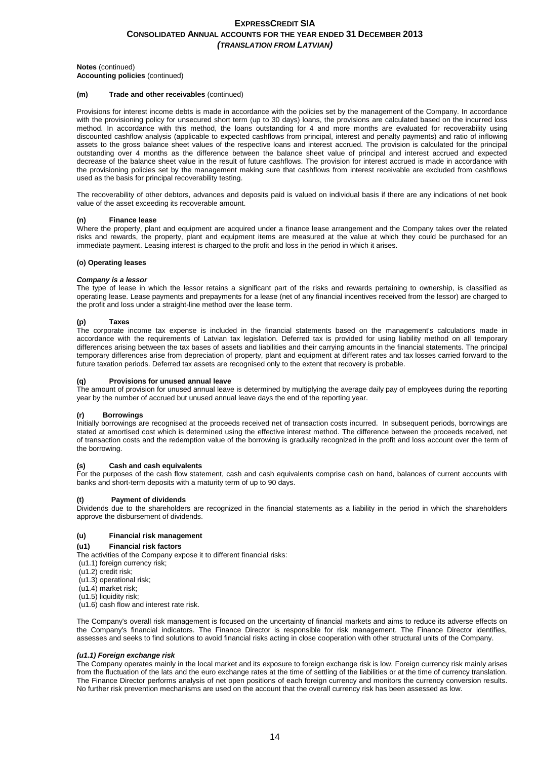**Notes** (continued)
**Accounting policies** (continued)

#### (m) Trade and other receivables (continued)

Provisions for interest income debts is made in accordance with the policies set by the management of the Company. In accordance with the provisioning policy for unsecured short term (up to 30 days) loans, the provisions are calculated based on the incurred loss method. In accordance with this method, the loans outstanding for 4 and more months are evaluated for recoverability using discounted cashflow analysis (applicable to expected cashflows from principal, interest and penalty payments) and ratio of inflowing assets to the gross balance sheet values of the respective loans and interest accrued. The provision is calculated for the principal outstanding over 4 months as the difference between the balance sheet value of principal and interest accrued and expected decrease of the balance sheet value in the result of future cashflows. The provision for interest accrued is made in accordance with the provisioning policies set by the management making sure that cashflows from interest receivable are excluded from cashflows used as the basis for principal recoverability testing.

The recoverability of other debtors, advances and deposits paid is valued on individual basis if there are any indications of net book value of the asset exceeding its recoverable amount.

#### (n) Finance lease

Where the property, plant and equipment are acquired under a finance lease arrangement and the Company takes over the related risks and rewards, the property, plant and equipment items are measured at the value at which they could be purchased for an immediate payment. Leasing interest is charged to the profit and loss in the period in which it arises.

#### (o) Operating leases

***Company is a lessor***

The type of lease in which the lessor retains a significant part of the risks and rewards pertaining to ownership, is classified as operating lease. Lease payments and prepayments for a lease (net of any financial incentives received from the lessor) are charged to the profit and loss under straight-line method over the lease term.

#### (p) Taxes

The corporate income tax expense is included in the financial statements based on the management's calculations made in accordance with the requirements of Latvian tax legislation. Deferred tax is provided for using liability method on all temporary differences arising between the tax bases of assets and liabilities and their carrying amounts in the financial statements. The principal temporary differences arise from depreciation of property, plant and equipment at different rates and tax losses carried forward to the future taxation periods. Deferred tax assets are recognised only to the extent that recovery is probable.

#### (q) Provisions for unused annual leave

The amount of provision for unused annual leave is determined by multiplying the average daily pay of employees during the reporting year by the number of accrued but unused annual leave days the end of the reporting year.

#### (r) Borrowings

Initially borrowings are recognised at the proceeds received net of transaction costs incurred. In subsequent periods, borrowings are stated at amortised cost which is determined using the effective interest method. The difference between the proceeds received, net of transaction costs and the redemption value of the borrowing is gradually recognized in the profit and loss account over the term of the borrowing.

#### (s) Cash and cash equivalents

For the purposes of the cash flow statement, cash and cash equivalents comprise cash on hand, balances of current accounts with banks and short-term deposits with a maturity term of up to 90 days.

#### (t) Payment of dividends

Dividends due to the shareholders are recognized in the financial statements as a liability in the period in which the shareholders approve the disbursement of dividends.

#### (u) Financial risk management

#### (u1) Financial risk factors

The activities of the Company expose it to different financial risks:
(u1.1) foreign currency risk;
(u1.2) credit risk;
(u1.3) operational risk;
(u1.4) market risk;
(u1.5) liquidity risk;
(u1.6) cash flow and interest rate risk.

The Company's overall risk management is focused on the uncertainty of financial markets and aims to reduce its adverse effects on the Company's financial indicators. The Finance Director is responsible for risk management. The Finance Director identifies, assesses and seeks to find solutions to avoid financial risks acting in close cooperation with other structural units of the Company.

***(u1.1) Foreign exchange risk***

The Company operates mainly in the local market and its exposure to foreign exchange risk is low. Foreign currency risk mainly arises from the fluctuation of the lats and the euro exchange rates at the time of settling of the liabilities or at the time of currency translation. The Finance Director performs analysis of net open positions of each foreign currency and monitors the currency conversion results. No further risk prevention mechanisms are used on the account that the overall currency risk has been assessed as low.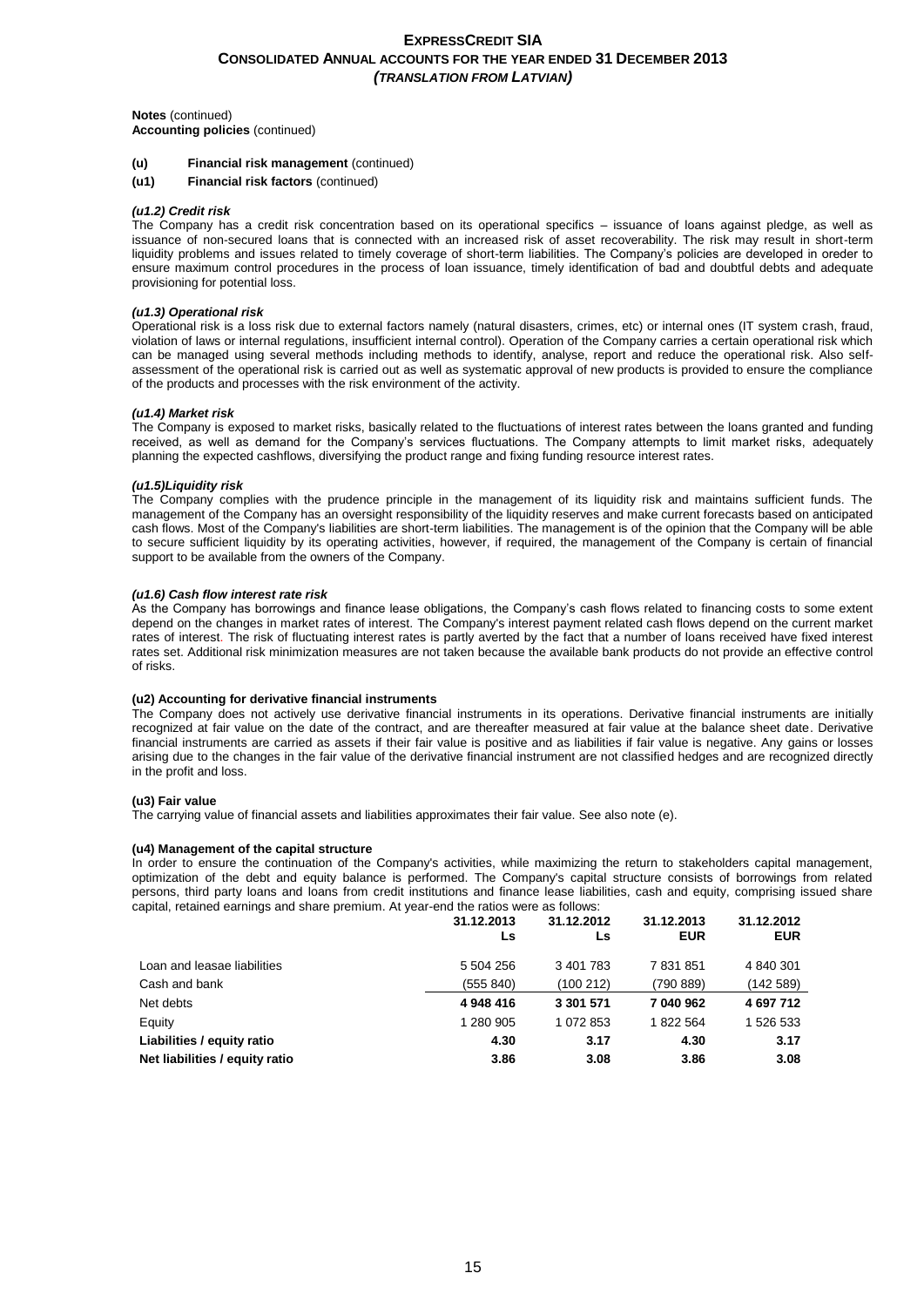**Notes** (continued)
**Accounting policies** (continued)

**(u) Financial risk management** (continued)

**(u1) Financial risk factors** (continued)

***(u1.2) Credit risk***

The Company has a credit risk concentration based on its operational specifics – issuance of loans against pledge, as well as issuance of non-secured loans that is connected with an increased risk of asset recoverability. The risk may result in short-term liquidity problems and issues related to timely coverage of short-term liabilities. The Company's policies are developed in oreder to ensure maximum control procedures in the process of loan issuance, timely identification of bad and doubtful debts and adequate provisioning for potential loss.

***(u1.3) Operational risk***

Operational risk is a loss risk due to external factors namely (natural disasters, crimes, etc) or internal ones (IT system crash, fraud, violation of laws or internal regulations, insufficient internal control). Operation of the Company carries a certain operational risk which can be managed using several methods including methods to identify, analyse, report and reduce the operational risk. Also self-assessment of the operational risk is carried out as well as systematic approval of new products is provided to ensure the compliance of the products and processes with the risk environment of the activity.

***(u1.4) Market risk***

The Company is exposed to market risks, basically related to the fluctuations of interest rates between the loans granted and funding received, as well as demand for the Company's services fluctuations. The Company attempts to limit market risks, adequately planning the expected cashflows, diversifying the product range and fixing funding resource interest rates.

***(u1.5)Liquidity risk***

The Company complies with the prudence principle in the management of its liquidity risk and maintains sufficient funds. The management of the Company has an oversight responsibility of the liquidity reserves and make current forecasts based on anticipated cash flows. Most of the Company's liabilities are short-term liabilities. The management is of the opinion that the Company will be able to secure sufficient liquidity by its operating activities, however, if required, the management of the Company is certain of financial support to be available from the owners of the Company.

***(u1.6) Cash flow interest rate risk***

As the Company has borrowings and finance lease obligations, the Company's cash flows related to financing costs to some extent depend on the changes in market rates of interest. The Company's interest payment related cash flows depend on the current market rates of interest. The risk of fluctuating interest rates is partly averted by the fact that a number of loans received have fixed interest rates set. Additional risk minimization measures are not taken because the available bank products do not provide an effective control of risks.

**(u2) Accounting for derivative financial instruments**

The Company does not actively use derivative financial instruments in its operations. Derivative financial instruments are initially recognized at fair value on the date of the contract, and are thereafter measured at fair value at the balance sheet date. Derivative financial instruments are carried as assets if their fair value is positive and as liabilities if fair value is negative. Any gains or losses arising due to the changes in the fair value of the derivative financial instrument are not classified hedges and are recognized directly in the profit and loss.

**(u3) Fair value**

The carrying value of financial assets and liabilities approximates their fair value. See also note (e).

**(u4) Management of the capital structure**

In order to ensure the continuation of the Company's activities, while maximizing the return to stakeholders capital management, optimization of the debt and equity balance is performed. The Company's capital structure consists of borrowings from related persons, third party loans and loans from credit institutions and finance lease liabilities, cash and equity, comprising issued share capital, retained earnings and share premium. At year-end the ratios were as follows:

| | 31.12.2013 Ls | 31.12.2012 Ls | 31.12.2013 EUR | 31.12.2012 EUR |
|---|---|---|---|---|
| Loan and leasae liabilities | 5 504 256 | 3 401 783 | 7 831 851 | 4 840 301 |
| Cash and bank | (555 840) | (100 212) | (790 889) | (142 589) |
| Net debts | **4 948 416** | **3 301 571** | **7 040 962** | **4 697 712** |
| Equity | 1 280 905 | 1 072 853 | 1 822 564 | 1 526 533 |
| **Liabilities / equity ratio** | **4.30** | **3.17** | **4.30** | **3.17** |
| **Net liabilities / equity ratio** | **3.86** | **3.08** | **3.86** | **3.08** |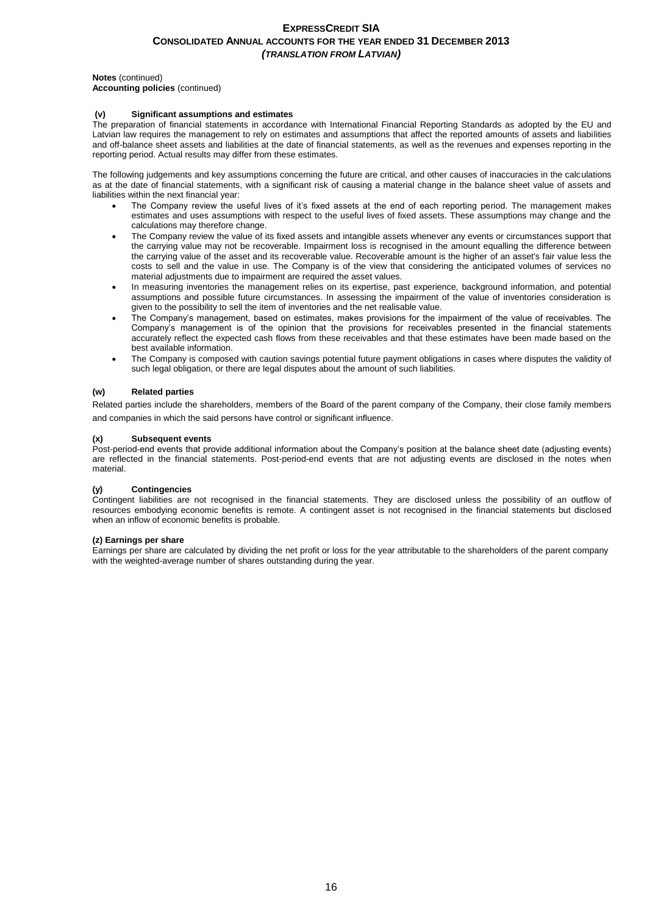**Notes** (continued)
**Accounting policies** (continued)

### (v) Significant assumptions and estimates

The preparation of financial statements in accordance with International Financial Reporting Standards as adopted by the EU and Latvian law requires the management to rely on estimates and assumptions that affect the reported amounts of assets and liabilities and off-balance sheet assets and liabilities at the date of financial statements, as well as the revenues and expenses reporting in the reporting period. Actual results may differ from these estimates.

The following judgements and key assumptions concerning the future are critical, and other causes of inaccuracies in the calculations as at the date of financial statements, with a significant risk of causing a material change in the balance sheet value of assets and liabilities within the next financial year:

- The Company review the useful lives of it's fixed assets at the end of each reporting period. The management makes estimates and uses assumptions with respect to the useful lives of fixed assets. These assumptions may change and the calculations may therefore change.
- The Company review the value of its fixed assets and intangible assets whenever any events or circumstances support that the carrying value may not be recoverable. Impairment loss is recognised in the amount equalling the difference between the carrying value of the asset and its recoverable value. Recoverable amount is the higher of an asset's fair value less the costs to sell and the value in use. The Company is of the view that considering the anticipated volumes of services no material adjustments due to impairment are required the asset values.
- In measuring inventories the management relies on its expertise, past experience, background information, and potential assumptions and possible future circumstances. In assessing the impairment of the value of inventories consideration is given to the possibility to sell the item of inventories and the net realisable value.
- The Company's management, based on estimates, makes provisions for the impairment of the value of receivables. The Company's management is of the opinion that the provisions for receivables presented in the financial statements accurately reflect the expected cash flows from these receivables and that these estimates have been made based on the best available information.
- The Company is composed with caution savings potential future payment obligations in cases where disputes the validity of such legal obligation, or there are legal disputes about the amount of such liabilities.

### (w) Related parties

Related parties include the shareholders, members of the Board of the parent company of the Company, their close family members and companies in which the said persons have control or significant influence.

### (x) Subsequent events

Post-period-end events that provide additional information about the Company's position at the balance sheet date (adjusting events) are reflected in the financial statements. Post-period-end events that are not adjusting events are disclosed in the notes when material.

### (y) Contingencies

Contingent liabilities are not recognised in the financial statements. They are disclosed unless the possibility of an outflow of resources embodying economic benefits is remote. A contingent asset is not recognised in the financial statements but disclosed when an inflow of economic benefits is probable.

### (z) Earnings per share

Earnings per share are calculated by dividing the net profit or loss for the year attributable to the shareholders of the parent company with the weighted-average number of shares outstanding during the year.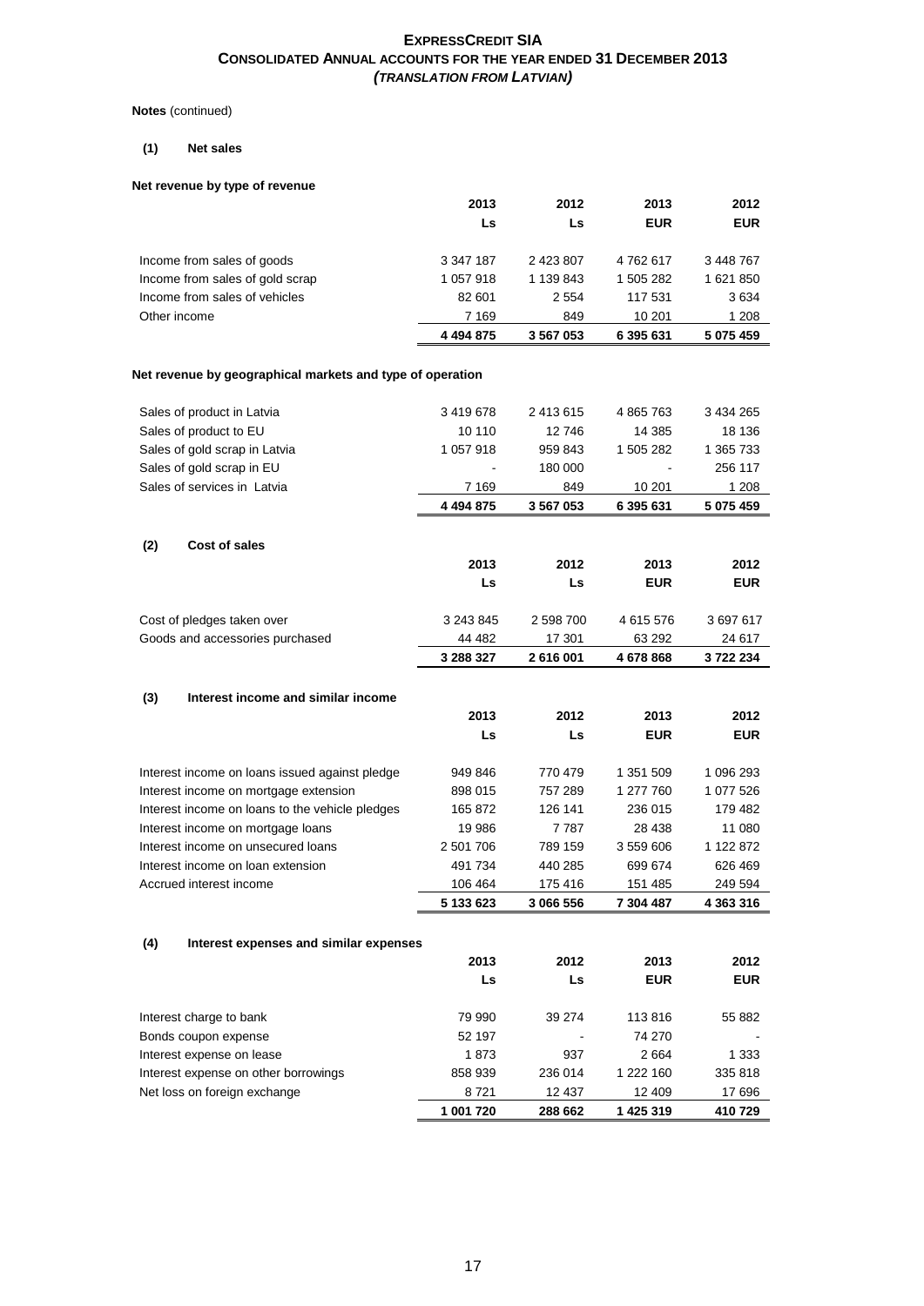**Notes** (continued)

### (1) Net sales

**Net revenue by type of revenue**

| | 2013 Ls | 2012 Ls | 2013 EUR | 2012 EUR |
|---|---|---|---|---|
| Income from sales of goods | 3 347 187 | 2 423 807 | 4 762 617 | 3 448 767 |
| Income from sales of gold scrap | 1 057 918 | 1 139 843 | 1 505 282 | 1 621 850 |
| Income from sales of vehicles | 82 601 | 2 554 | 117 531 | 3 634 |
| Other income | 7 169 | 849 | 10 201 | 1 208 |
| | **4 494 875** | **3 567 053** | **6 395 631** | **5 075 459** |

**Net revenue by geographical markets and type of operation**

| | 2013 Ls | 2012 Ls | 2013 EUR | 2012 EUR |
|---|---|---|---|---|
| Sales of product in Latvia | 3 419 678 | 2 413 615 | 4 865 763 | 3 434 265 |
| Sales of product to EU | 10 110 | 12 746 | 14 385 | 18 136 |
| Sales of gold scrap in Latvia | 1 057 918 | 959 843 | 1 505 282 | 1 365 733 |
| Sales of gold scrap in EU | - | 180 000 | - | 256 117 |
| Sales of services in Latvia | 7 169 | 849 | 10 201 | 1 208 |
| | **4 494 875** | **3 567 053** | **6 395 631** | **5 075 459** |

### (2) Cost of sales

| | 2013 Ls | 2012 Ls | 2013 EUR | 2012 EUR |
|---|---|---|---|---|
| Cost of pledges taken over | 3 243 845 | 2 598 700 | 4 615 576 | 3 697 617 |
| Goods and accessories purchased | 44 482 | 17 301 | 63 292 | 24 617 |
| | **3 288 327** | **2 616 001** | **4 678 868** | **3 722 234** |

### (3) Interest income and similar income

| | 2013 Ls | 2012 Ls | 2013 EUR | 2012 EUR |
|---|---|---|---|---|
| Interest income on loans issued against pledge | 949 846 | 770 479 | 1 351 509 | 1 096 293 |
| Interest income on mortgage extension | 898 015 | 757 289 | 1 277 760 | 1 077 526 |
| Interest income on loans to the vehicle pledges | 165 872 | 126 141 | 236 015 | 179 482 |
| Interest income on mortgage loans | 19 986 | 7 787 | 28 438 | 11 080 |
| Interest income on unsecured loans | 2 501 706 | 789 159 | 3 559 606 | 1 122 872 |
| Interest income on loan extension | 491 734 | 440 285 | 699 674 | 626 469 |
| Accrued interest income | 106 464 | 175 416 | 151 485 | 249 594 |
| | **5 133 623** | **3 066 556** | **7 304 487** | **4 363 316** |

### (4) Interest expenses and similar expenses

| | 2013 Ls | 2012 Ls | 2013 EUR | 2012 EUR |
|---|---|---|---|---|
| Interest charge to bank | 79 990 | 39 274 | 113 816 | 55 882 |
| Bonds coupon expense | 52 197 | - | 74 270 | - |
| Interest expense on lease | 1 873 | 937 | 2 664 | 1 333 |
| Interest expense on other borrowings | 858 939 | 236 014 | 1 222 160 | 335 818 |
| Net loss on foreign exchange | 8 721 | 12 437 | 12 409 | 17 696 |
| | **1 001 720** | **288 662** | **1 425 319** | **410 729** |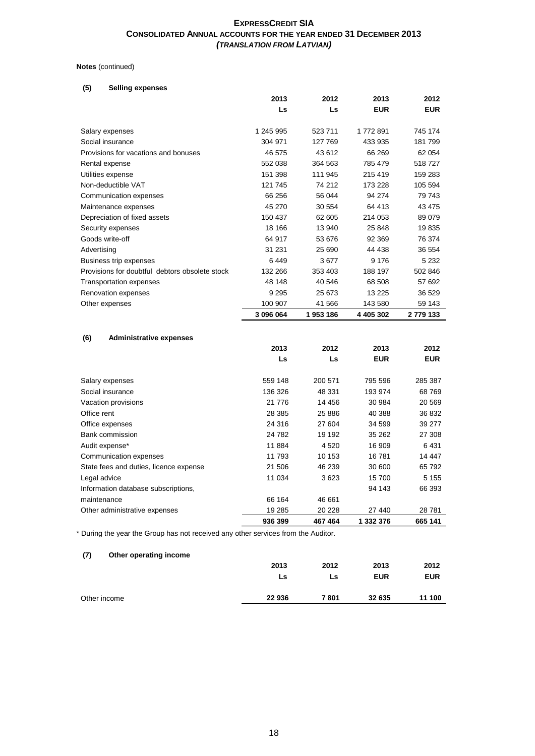**Notes** (continued)

**(5) Selling expenses**

| | 2013 | 2012 | 2013 | 2012 |
|---|---|---|---|---|
| | Ls | Ls | EUR | EUR |
| Salary expenses | 1 245 995 | 523 711 | 1 772 891 | 745 174 |
| Social insurance | 304 971 | 127 769 | 433 935 | 181 799 |
| Provisions for vacations and bonuses | 46 575 | 43 612 | 66 269 | 62 054 |
| Rental expense | 552 038 | 364 563 | 785 479 | 518 727 |
| Utilities expense | 151 398 | 111 945 | 215 419 | 159 283 |
| Non-deductible VAT | 121 745 | 74 212 | 173 228 | 105 594 |
| Communication expenses | 66 256 | 56 044 | 94 274 | 79 743 |
| Maintenance expenses | 45 270 | 30 554 | 64 413 | 43 475 |
| Depreciation of fixed assets | 150 437 | 62 605 | 214 053 | 89 079 |
| Security expenses | 18 166 | 13 940 | 25 848 | 19 835 |
| Goods write-off | 64 917 | 53 676 | 92 369 | 76 374 |
| Advertising | 31 231 | 25 690 | 44 438 | 36 554 |
| Business trip expenses | 6 449 | 3 677 | 9 176 | 5 232 |
| Provisions for doubtful debtors obsolete stock | 132 266 | 353 403 | 188 197 | 502 846 |
| Transportation expenses | 48 148 | 40 546 | 68 508 | 57 692 |
| Renovation expenses | 9 295 | 25 673 | 13 225 | 36 529 |
| Other expenses | 100 907 | 41 566 | 143 580 | 59 143 |
| | **3 096 064** | **1 953 186** | **4 405 302** | **2 779 133** |

**(6) Administrative expenses**

| | 2013 | 2012 | 2013 | 2012 |
|---|---|---|---|---|
| | Ls | Ls | EUR | EUR |
| Salary expenses | 559 148 | 200 571 | 795 596 | 285 387 |
| Social insurance | 136 326 | 48 331 | 193 974 | 68 769 |
| Vacation provisions | 21 776 | 14 456 | 30 984 | 20 569 |
| Office rent | 28 385 | 25 886 | 40 388 | 36 832 |
| Office expenses | 24 316 | 27 604 | 34 599 | 39 277 |
| Bank commission | 24 782 | 19 192 | 35 262 | 27 308 |
| Audit expense* | 11 884 | 4 520 | 16 909 | 6 431 |
| Communication expenses | 11 793 | 10 153 | 16 781 | 14 447 |
| State fees and duties, licence expense | 21 506 | 46 239 | 30 600 | 65 792 |
| Legal advice | 11 034 | 3 623 | 15 700 | 5 155 |
| Information database subscriptions, maintenance | 66 164 | 46 661 | 94 143 | 66 393 |
| Other administrative expenses | 19 285 | 20 228 | 27 440 | 28 781 |
| | **936 399** | **467 464** | **1 332 376** | **665 141** |

\* During the year the Group has not received any other services from the Auditor.

**(7) Other operating income**

| | 2013 | 2012 | 2013 | 2012 |
|---|---|---|---|---|
| | Ls | Ls | EUR | EUR |
| Other income | **22 936** | **7 801** | **32 635** | **11 100** |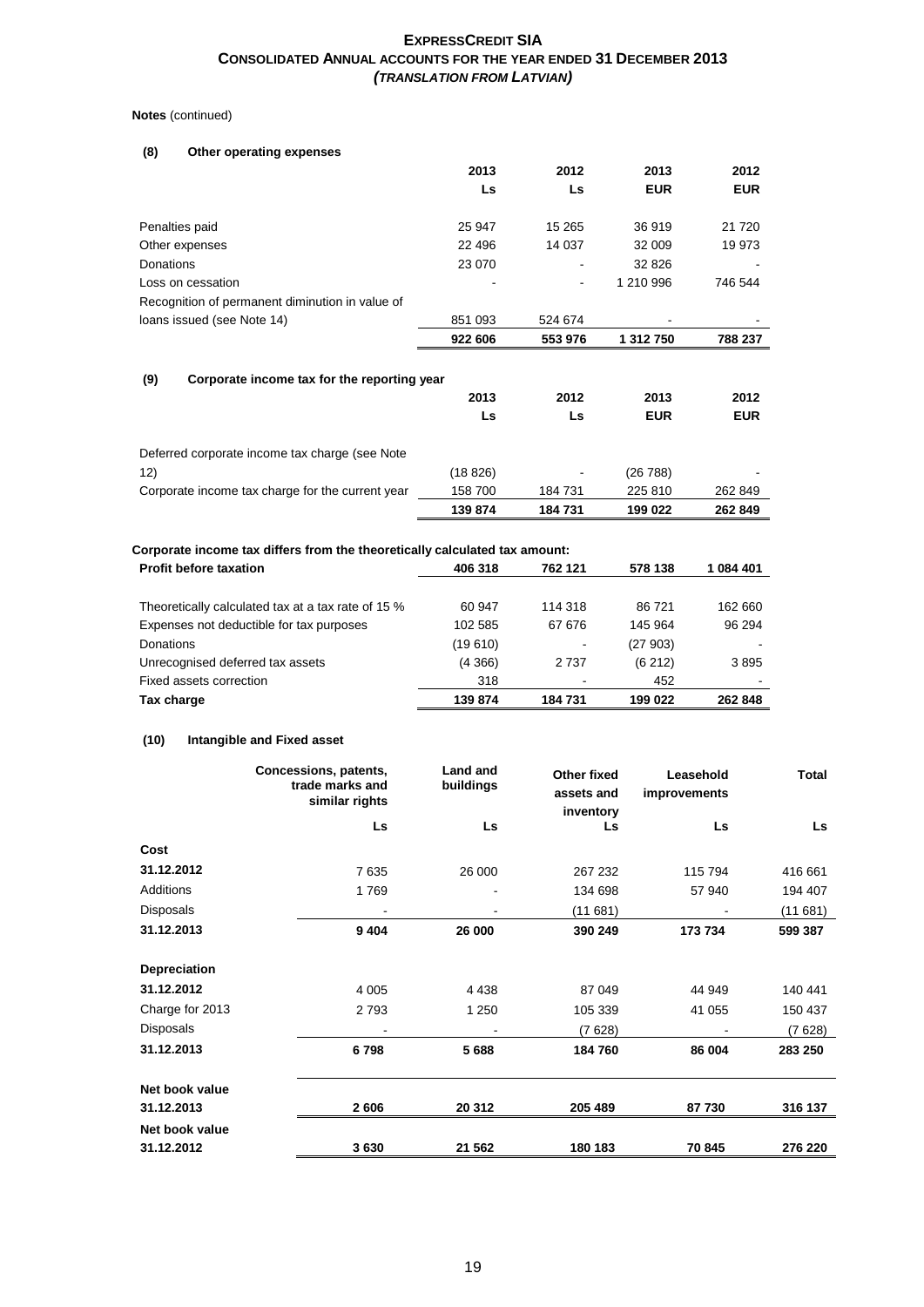**Notes** (continued)

**(8) Other operating expenses**

| | 2013 | 2012 | 2013 | 2012 |
|---|---|---|---|---|
| | **Ls** | **Ls** | **EUR** | **EUR** |
| Penalties paid | 25 947 | 15 265 | 36 919 | 21 720 |
| Other expenses | 22 496 | 14 037 | 32 009 | 19 973 |
| Donations | 23 070 | - | 32 826 | - |
| Loss on cessation | - | - | 1 210 996 | 746 544 |
| Recognition of permanent diminution in value of loans issued (see Note 14) | 851 093 | 524 674 | - | - |
| | **922 606** | **553 976** | **1 312 750** | **788 237** |

**(9) Corporate income tax for the reporting year**

| | 2013 | 2012 | 2013 | 2012 |
|---|---|---|---|---|
| | **Ls** | **Ls** | **EUR** | **EUR** |
| Deferred corporate income tax charge (see Note 12) | (18 826) | - | (26 788) | - |
| Corporate income tax charge for the current year | 158 700 | 184 731 | 225 810 | 262 849 |
| | **139 874** | **184 731** | **199 022** | **262 849** |

**Corporate income tax differs from the theoretically calculated tax amount:**

| **Profit before taxation** | **406 318** | **762 121** | **578 138** | **1 084 401** |
|---|---|---|---|---|
| Theoretically calculated tax at a tax rate of 15 % | 60 947 | 114 318 | 86 721 | 162 660 |
| Expenses not deductible for tax purposes | 102 585 | 67 676 | 145 964 | 96 294 |
| Donations | (19 610) | - | (27 903) | - |
| Unrecognised deferred tax assets | (4 366) | 2 737 | (6 212) | 3 895 |
| Fixed assets correction | 318 | - | 452 | - |
| **Tax charge** | **139 874** | **184 731** | **199 022** | **262 848** |

**(10) Intangible and Fixed asset**

| | Concessions, patents, trade marks and similar rights | Land and buildings | Other fixed assets and inventory | Leasehold improvements | Total |
|---|---|---|---|---|---|
| | **Ls** | **Ls** | **Ls** | **Ls** | **Ls** |
| **Cost** | | | | | |
| **31.12.2012** | 7 635 | 26 000 | 267 232 | 115 794 | 416 661 |
| Additions | 1 769 | - | 134 698 | 57 940 | 194 407 |
| Disposals | - | - | (11 681) | - | (11 681) |
| **31.12.2013** | **9 404** | **26 000** | **390 249** | **173 734** | **599 387** |
| **Depreciation** | | | | | |
| **31.12.2012** | 4 005 | 4 438 | 87 049 | 44 949 | 140 441 |
| Charge for 2013 | 2 793 | 1 250 | 105 339 | 41 055 | 150 437 |
| Disposals | - | - | (7 628) | - | (7 628) |
| **31.12.2013** | **6 798** | **5 688** | **184 760** | **86 004** | **283 250** |
| **Net book value 31.12.2013** | **2 606** | **20 312** | **205 489** | **87 730** | **316 137** |
| **Net book value 31.12.2012** | **3 630** | **21 562** | **180 183** | **70 845** | **276 220** |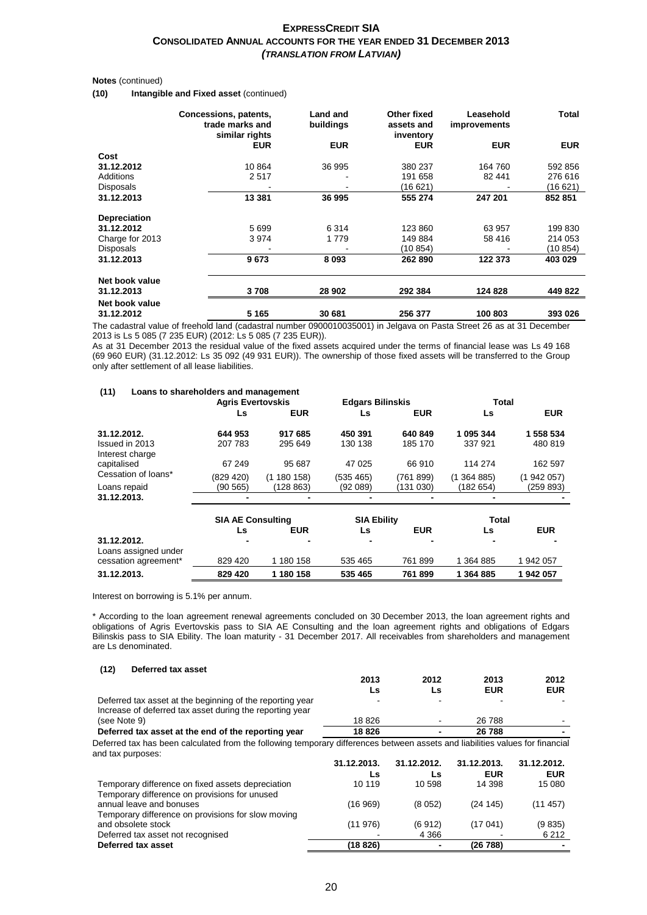**Notes** (continued)

**(10) Intangible and Fixed asset** (continued)

| | Concessions, patents, trade marks and similar rights | Land and buildings | Other fixed assets and inventory | Leasehold improvements | Total |
|---|---|---|---|---|---|
| | EUR | EUR | EUR | EUR | EUR |
| **Cost** | | | | | |
| **31.12.2012** | 10 864 | 36 995 | 380 237 | 164 760 | 592 856 |
| Additions | 2 517 | - | 191 658 | 82 441 | 276 616 |
| Disposals | - | - | (16 621) | - | (16 621) |
| **31.12.2013** | **13 381** | **36 995** | **555 274** | **247 201** | **852 851** |
| **Depreciation** | | | | | |
| **31.12.2012** | 5 699 | 6 314 | 123 860 | 63 957 | 199 830 |
| Charge for 2013 | 3 974 | 1 779 | 149 884 | 58 416 | 214 053 |
| Disposals | - | - | (10 854) | - | (10 854) |
| **31.12.2013** | **9 673** | **8 093** | **262 890** | **122 373** | **403 029** |
| **Net book value 31.12.2013** | **3 708** | **28 902** | **292 384** | **124 828** | **449 822** |
| **Net book value 31.12.2012** | **5 165** | **30 681** | **256 377** | **100 803** | **393 026** |

The cadastral value of freehold land (cadastral number 0900010035001) in Jelgava on Pasta Street 26 as at 31 December 2013 is Ls 5 085 (7 235 EUR) (2012: Ls 5 085 (7 235 EUR)).

As at 31 December 2013 the residual value of the fixed assets acquired under the terms of financial lease was Ls 49 168 (69 960 EUR) (31.12.2012: Ls 35 092 (49 931 EUR)). The ownership of those fixed assets will be transferred to the Group only after settlement of all lease liabilities.

**(11) Loans to shareholders and management**

| | Agris Evertovskis | | Edgars Bilinskis | | Total | |
|---|---|---|---|---|---|---|
| | Ls | EUR | Ls | EUR | Ls | EUR |
| **31.12.2012.** | **644 953** | **917 685** | **450 391** | **640 849** | **1 095 344** | **1 558 534** |
| Issued in 2013 | 207 783 | 295 649 | 130 138 | 185 170 | 337 921 | 480 819 |
| Interest charge capitalised | 67 249 | 95 687 | 47 025 | 66 910 | 114 274 | 162 597 |
| Cessation of loans* | (829 420) | (1 180 158) | (535 465) | (761 899) | (1 364 885) | (1 942 057) |
| Loans repaid | (90 565) | (128 863) | (92 089) | (131 030) | (182 654) | (259 893) |
| **31.12.2013.** | **-** | **-** | **-** | **-** | **-** | **-** |

| | SIA AE Consulting | | SIA Ebility | | Total | |
|---|---|---|---|---|---|---|
| | Ls | EUR | Ls | EUR | Ls | EUR |
| **31.12.2012.** | - | - | - | - | - | - |
| Loans assigned under cessation agreement* | 829 420 | 1 180 158 | 535 465 | 761 899 | 1 364 885 | 1 942 057 |
| **31.12.2013.** | **829 420** | **1 180 158** | **535 465** | **761 899** | **1 364 885** | **1 942 057** |

Interest on borrowing is 5.1% per annum.

\* According to the loan agreement renewal agreements concluded on 30 December 2013, the loan agreement rights and obligations of Agris Evertovskis pass to SIA AE Consulting and the loan agreement rights and obligations of Edgars Bilinskis pass to SIA Ebility. The loan maturity - 31 December 2017. All receivables from shareholders and management are Ls denominated.

**(12) Deferred tax asset**

| | 2013 | 2012 | 2013 | 2012 |
|---|---|---|---|---|
| | Ls | Ls | EUR | EUR |
| Deferred tax asset at the beginning of the reporting year | - | - | - | - |
| Increase of deferred tax asset during the reporting year (see Note 9) | 18 826 | - | 26 788 | - |
| **Deferred tax asset at the end of the reporting year** | **18 826** | **-** | **26 788** | **-** |

Deferred tax has been calculated from the following temporary differences between assets and liabilities values for financial and tax purposes:

| | 31.12.2013. | 31.12.2012. | 31.12.2013. | 31.12.2012. |
|---|---|---|---|---|
| | Ls | Ls | EUR | EUR |
| Temporary difference on fixed assets depreciation | 10 119 | 10 598 | 14 398 | 15 080 |
| Temporary difference on provisions for unused annual leave and bonuses | (16 969) | (8 052) | (24 145) | (11 457) |
| Temporary difference on provisions for slow moving and obsolete stock | (11 976) | (6 912) | (17 041) | (9 835) |
| Deferred tax asset not recognised | - | 4 366 | - | 6 212 |
| **Deferred tax asset** | **(18 826)** | **-** | **(26 788)** | **-** |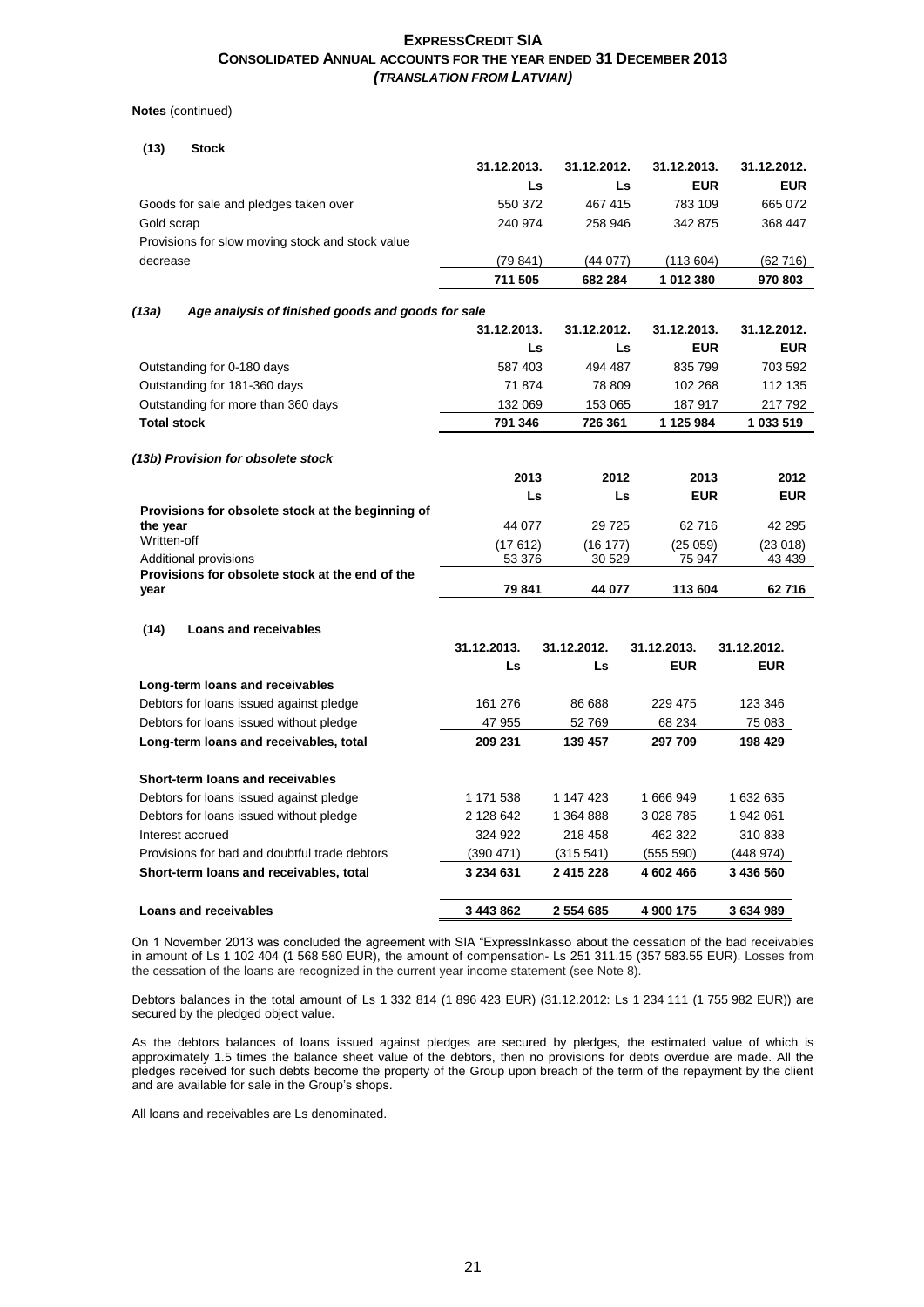**Notes** (continued)

**(13) Stock**

| | 31.12.2013. | 31.12.2012. | 31.12.2013. | 31.12.2012. |
|---|---|---|---|---|
| | Ls | Ls | EUR | EUR |
| Goods for sale and pledges taken over | 550 372 | 467 415 | 783 109 | 665 072 |
| Gold scrap | 240 974 | 258 946 | 342 875 | 368 447 |
| Provisions for slow moving stock and stock value decrease | (79 841) | (44 077) | (113 604) | (62 716) |
| | **711 505** | **682 284** | **1 012 380** | **970 803** |

***(13a) Age analysis of finished goods and goods for sale***

| | 31.12.2013. | 31.12.2012. | 31.12.2013. | 31.12.2012. |
|---|---|---|---|---|
| | Ls | Ls | EUR | EUR |
| Outstanding for 0-180 days | 587 403 | 494 487 | 835 799 | 703 592 |
| Outstanding for 181-360 days | 71 874 | 78 809 | 102 268 | 112 135 |
| Outstanding for more than 360 days | 132 069 | 153 065 | 187 917 | 217 792 |
| **Total stock** | **791 346** | **726 361** | **1 125 984** | **1 033 519** |

***(13b) Provision for obsolete stock***

| | 2013 | 2012 | 2013 | 2012 |
|---|---|---|---|---|
| | Ls | Ls | EUR | EUR |
| **Provisions for obsolete stock at the beginning of the year** | 44 077 | 29 725 | 62 716 | 42 295 |
| Written-off | (17 612) | (16 177) | (25 059) | (23 018) |
| Additional provisions | 53 376 | 30 529 | 75 947 | 43 439 |
| **Provisions for obsolete stock at the end of the year** | **79 841** | **44 077** | **113 604** | **62 716** |

**(14) Loans and receivables**

| | 31.12.2013. | 31.12.2012. | 31.12.2013. | 31.12.2012. |
|---|---|---|---|---|
| | Ls | Ls | EUR | EUR |
| **Long-term loans and receivables** | | | | |
| Debtors for loans issued against pledge | 161 276 | 86 688 | 229 475 | 123 346 |
| Debtors for loans issued without pledge | 47 955 | 52 769 | 68 234 | 75 083 |
| **Long-term loans and receivables, total** | **209 231** | **139 457** | **297 709** | **198 429** |
| | | | | |
| **Short-term loans and receivables** | | | | |
| Debtors for loans issued against pledge | 1 171 538 | 1 147 423 | 1 666 949 | 1 632 635 |
| Debtors for loans issued without pledge | 2 128 642 | 1 364 888 | 3 028 785 | 1 942 061 |
| Interest accrued | 324 922 | 218 458 | 462 322 | 310 838 |
| Provisions for bad and doubtful trade debtors | (390 471) | (315 541) | (555 590) | (448 974) |
| **Short-term loans and receivables, total** | **3 234 631** | **2 415 228** | **4 602 466** | **3 436 560** |
| | | | | |
| **Loans and receivables** | **3 443 862** | **2 554 685** | **4 900 175** | **3 634 989** |

On 1 November 2013 was concluded the agreement with SIA "ExpressInkasso about the cessation of the bad receivables in amount of Ls 1 102 404 (1 568 580 EUR), the amount of compensation- Ls 251 311.15 (357 583.55 EUR). Losses from the cessation of the loans are recognized in the current year income statement (see Note 8).

Debtors balances in the total amount of Ls 1 332 814 (1 896 423 EUR) (31.12.2012: Ls 1 234 111 (1 755 982 EUR)) are secured by the pledged object value.

As the debtors balances of loans issued against pledges are secured by pledges, the estimated value of which is approximately 1.5 times the balance sheet value of the debtors, then no provisions for debts overdue are made. All the pledges received for such debts become the property of the Group upon breach of the term of the repayment by the client and are available for sale in the Group's shops.

All loans and receivables are Ls denominated.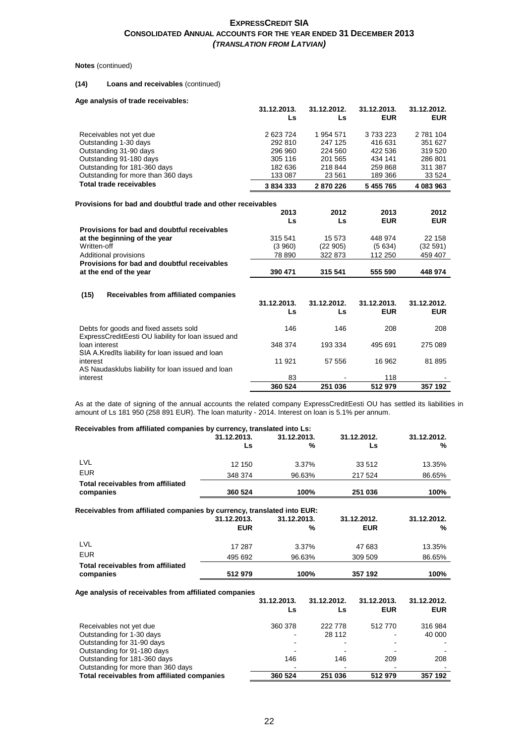**Notes** (continued)

**(14) Loans and receivables** (continued)

**Age analysis of trade receivables:**

| | 31.12.2013. Ls | 31.12.2012. Ls | 31.12.2013. EUR | 31.12.2012. EUR |
|---|---|---|---|---|
| Receivables not yet due | 2 623 724 | 1 954 571 | 3 733 223 | 2 781 104 |
| Outstanding 1-30 days | 292 810 | 247 125 | 416 631 | 351 627 |
| Outstanding 31-90 days | 296 960 | 224 560 | 422 536 | 319 520 |
| Outstanding 91-180 days | 305 116 | 201 565 | 434 141 | 286 801 |
| Outstanding for 181-360 days | 182 636 | 218 844 | 259 868 | 311 387 |
| Outstanding for more than 360 days | 133 087 | 23 561 | 189 366 | 33 524 |
| **Total trade receivables** | **3 834 333** | **2 870 226** | **5 455 765** | **4 083 963** |

**Provisions for bad and doubtful trade and other receivables**

| | 2013 Ls | 2012 Ls | 2013 EUR | 2012 EUR |
|---|---|---|---|---|
| **Provisions for bad and doubtful receivables at the beginning of the year** | 315 541 | 15 573 | 448 974 | 22 158 |
| Written-off | (3 960) | (22 905) | (5 634) | (32 591) |
| Additional provisions | 78 890 | 322 873 | 112 250 | 459 407 |
| **Provisions for bad and doubtful receivables at the end of the year** | **390 471** | **315 541** | **555 590** | **448 974** |

**(15) Receivables from affiliated companies**

| | 31.12.2013. Ls | 31.12.2012. Ls | 31.12.2013. EUR | 31.12.2012. EUR |
|---|---|---|---|---|
| Debts for goods and fixed assets sold | 146 | 146 | 208 | 208 |
| ExpressCreditEesti OU liability for loan issued and loan interest | 348 374 | 193 334 | 495 691 | 275 089 |
| SIA A.Kredīts liability for loan issued and loan interest | 11 921 | 57 556 | 16 962 | 81 895 |
| AS Naudasklubs liability for loan issued and loan interest | 83 | - | 118 | - |
| | **360 524** | **251 036** | **512 979** | **357 192** |

As at the date of signing of the annual accounts the related company ExpressCreditEesti OU has settled its liabilities in amount of Ls 181 950 (258 891 EUR). The loan maturity - 2014. Interest on loan is 5.1% per annum.

**Receivables from affiliated companies by currency, translated into Ls:**

| | 31.12.2013. Ls | 31.12.2013. % | 31.12.2012. Ls | 31.12.2012. % |
|---|---|---|---|---|
| LVL | 12 150 | 3.37% | 33 512 | 13.35% |
| EUR | 348 374 | 96.63% | 217 524 | 86.65% |
| **Total receivables from affiliated companies** | **360 524** | **100%** | **251 036** | **100%** |

**Receivables from affiliated companies by currency, translated into EUR:**

| | 31.12.2013. EUR | 31.12.2013. % | 31.12.2012. EUR | 31.12.2012. % |
|---|---|---|---|---|
| LVL | 17 287 | 3.37% | 47 683 | 13.35% |
| EUR | 495 692 | 96.63% | 309 509 | 86.65% |
| **Total receivables from affiliated companies** | **512 979** | **100%** | **357 192** | **100%** |

**Age analysis of receivables from affiliated companies**

| | 31.12.2013. Ls | 31.12.2012. Ls | 31.12.2013. EUR | 31.12.2012. EUR |
|---|---|---|---|---|
| Receivables not yet due | 360 378 | 222 778 | 512 770 | 316 984 |
| Outstanding for 1-30 days | - | 28 112 | - | 40 000 |
| Outstanding for 31-90 days | - | - | - | - |
| Outstanding for 91-180 days | - | - | - | - |
| Outstanding for 181-360 days | 146 | 146 | 209 | 208 |
| Outstanding for more than 360 days | - | - | - | - |
| **Total receivables from affiliated companies** | **360 524** | **251 036** | **512 979** | **357 192** |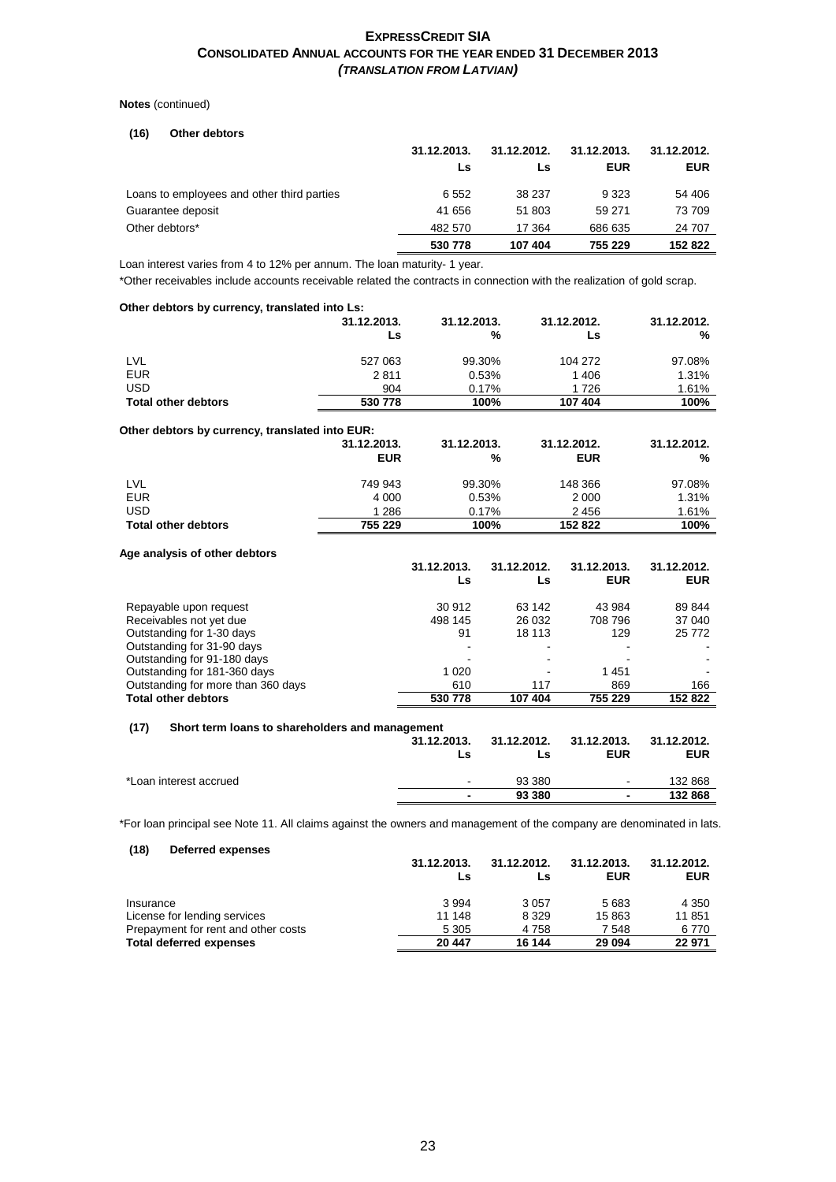**Notes** (continued)

**(16) Other debtors**

| | 31.12.2013. Ls | 31.12.2012. Ls | 31.12.2013. EUR | 31.12.2012. EUR |
|---|---|---|---|---|
| Loans to employees and other third parties | 6 552 | 38 237 | 9 323 | 54 406 |
| Guarantee deposit | 41 656 | 51 803 | 59 271 | 73 709 |
| Other debtors* | 482 570 | 17 364 | 686 635 | 24 707 |
| | **530 778** | **107 404** | **755 229** | **152 822** |

Loan interest varies from 4 to 12% per annum. The loan maturity- 1 year.

*Other receivables include accounts receivable related the contracts in connection with the realization of gold scrap.

**Other debtors by currency, translated into Ls:**

| | 31.12.2013. Ls | 31.12.2013. % | 31.12.2012. Ls | 31.12.2012. % |
|---|---|---|---|---|
| LVL | 527 063 | 99.30% | 104 272 | 97.08% |
| EUR | 2 811 | 0.53% | 1 406 | 1.31% |
| USD | 904 | 0.17% | 1 726 | 1.61% |
| **Total other debtors** | **530 778** | **100%** | **107 404** | **100%** |

**Other debtors by currency, translated into EUR:**

| | 31.12.2013. EUR | 31.12.2013. % | 31.12.2012. EUR | 31.12.2012. % |
|---|---|---|---|---|
| LVL | 749 943 | 99.30% | 148 366 | 97.08% |
| EUR | 4 000 | 0.53% | 2 000 | 1.31% |
| USD | 1 286 | 0.17% | 2 456 | 1.61% |
| **Total other debtors** | **755 229** | **100%** | **152 822** | **100%** |

**Age analysis of other debtors**

| | 31.12.2013. Ls | 31.12.2012. Ls | 31.12.2013. EUR | 31.12.2012. EUR |
|---|---|---|---|---|
| Repayable upon request | 30 912 | 63 142 | 43 984 | 89 844 |
| Receivables not yet due | 498 145 | 26 032 | 708 796 | 37 040 |
| Outstanding for 1-30 days | 91 | 18 113 | 129 | 25 772 |
| Outstanding for 31-90 days | - | - | - | - |
| Outstanding for 91-180 days | - | - | - | - |
| Outstanding for 181-360 days | 1 020 | - | 1 451 | - |
| Outstanding for more than 360 days | 610 | 117 | 869 | 166 |
| **Total other debtors** | **530 778** | **107 404** | **755 229** | **152 822** |

**(17) Short term loans to shareholders and management**

| | 31.12.2013. Ls | 31.12.2012. Ls | 31.12.2013. EUR | 31.12.2012. EUR |
|---|---|---|---|---|
| *Loan interest accrued | - | 93 380 | - | 132 868 |
| | **-** | **93 380** | **-** | **132 868** |

*For loan principal see Note 11. All claims against the owners and management of the company are denominated in lats.

**(18) Deferred expenses**

| | 31.12.2013. Ls | 31.12.2012. Ls | 31.12.2013. EUR | 31.12.2012. EUR |
|---|---|---|---|---|
| Insurance | 3 994 | 3 057 | 5 683 | 4 350 |
| License for lending services | 11 148 | 8 329 | 15 863 | 11 851 |
| Prepayment for rent and other costs | 5 305 | 4 758 | 7 548 | 6 770 |
| **Total deferred expenses** | **20 447** | **16 144** | **29 094** | **22 971** |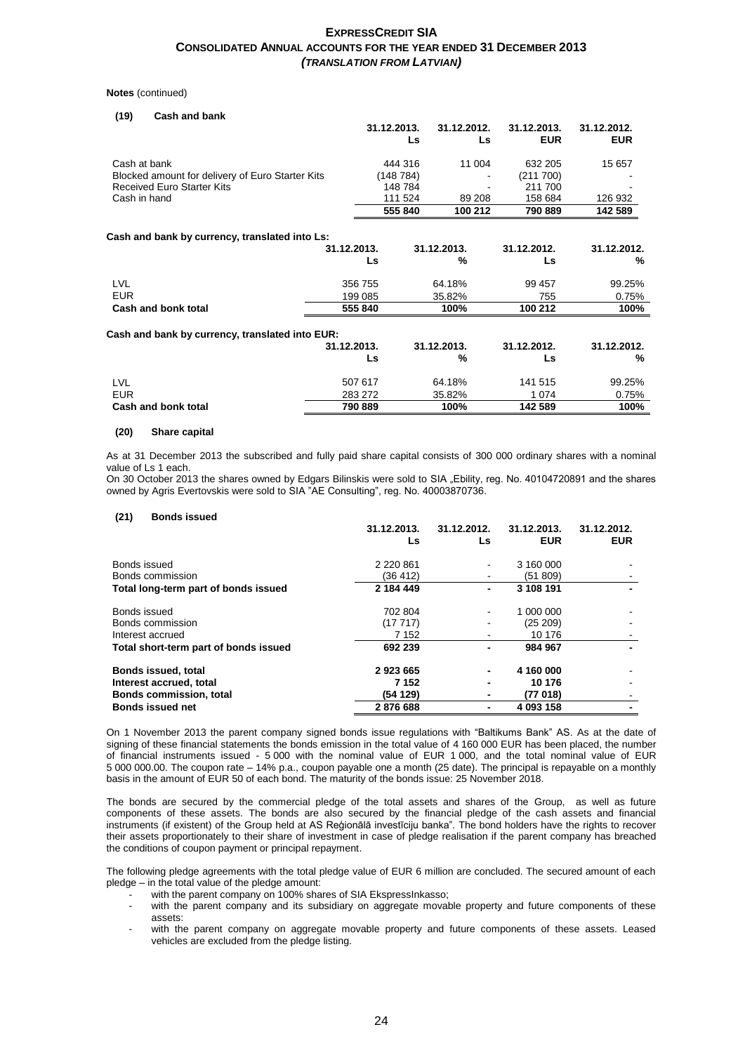**Notes** (continued)

**(19) Cash and bank**

| | 31.12.2013. Ls | 31.12.2012. Ls | 31.12.2013. EUR | 31.12.2012. EUR |
|---|---|---|---|---|
| Cash at bank | 444 316 | 11 004 | 632 205 | 15 657 |
| Blocked amount for delivery of Euro Starter Kits | (148 784) | - | (211 700) | - |
| Received Euro Starter Kits | 148 784 | - | 211 700 | - |
| Cash in hand | 111 524 | 89 208 | 158 684 | 126 932 |
| | **555 840** | **100 212** | **790 889** | **142 589** |

**Cash and bank by currency, translated into Ls:**

| | 31.12.2013. Ls | 31.12.2013. % | 31.12.2012. Ls | 31.12.2012. % |
|---|---|---|---|---|
| LVL | 356 755 | 64.18% | 99 457 | 99.25% |
| EUR | 199 085 | 35.82% | 755 | 0.75% |
| **Cash and bonk total** | **555 840** | **100%** | **100 212** | **100%** |

**Cash and bank by currency, translated into EUR:**

| | 31.12.2013. Ls | 31.12.2013. % | 31.12.2012. Ls | 31.12.2012. % |
|---|---|---|---|---|
| LVL | 507 617 | 64.18% | 141 515 | 99.25% |
| EUR | 283 272 | 35.82% | 1 074 | 0.75% |
| **Cash and bonk total** | **790 889** | **100%** | **142 589** | **100%** |

**(20) Share capital**

As at 31 December 2013 the subscribed and fully paid share capital consists of 300 000 ordinary shares with a nominal value of Ls 1 each.

On 30 October 2013 the shares owned by Edgars Bilinskis were sold to SIA „Ebility, reg. No. 40104720891 and the shares owned by Agris Evertovskis were sold to SIA "AE Consulting", reg. No. 40003870736.

**(21) Bonds issued**

| | 31.12.2013. Ls | 31.12.2012. Ls | 31.12.2013. EUR | 31.12.2012. EUR |
|---|---|---|---|---|
| Bonds issued | 2 220 861 | - | 3 160 000 | - |
| Bonds commission | (36 412) | - | (51 809) | - |
| **Total long-term part of bonds issued** | **2 184 449** | **-** | **3 108 191** | **-** |
| Bonds issued | 702 804 | - | 1 000 000 | - |
| Bonds commission | (17 717) | - | (25 209) | - |
| Interest accrued | 7 152 | - | 10 176 | - |
| **Total short-term part of bonds issued** | **692 239** | **-** | **984 967** | **-** |
| **Bonds issued, total** | **2 923 665** | **-** | **4 160 000** | - |
| **Interest accrued, total** | **7 152** | **-** | **10 176** | - |
| **Bonds commission, total** | **(54 129)** | **-** | **(77 018)** | - |
| **Bonds issued net** | **2 876 688** | **-** | **4 093 158** | **-** |

On 1 November 2013 the parent company signed bonds issue regulations with "Baltikums Bank" AS. As at the date of signing of these financial statements the bonds emission in the total value of 4 160 000 EUR has been placed, the number of financial instruments issued - 5 000 with the nominal value of EUR 1 000, and the total nominal value of EUR 5 000 000.00. The coupon rate – 14% p.a., coupon payable one a month (25 date). The principal is repayable on a monthly basis in the amount of EUR 50 of each bond. The maturity of the bonds issue: 25 November 2018.

The bonds are secured by the commercial pledge of the total assets and shares of the Group, as well as future components of these assets. The bonds are also secured by the financial pledge of the cash assets and financial instruments (if existent) of the Group held at AS Reģionālā investīciju banka". The bond holders have the rights to recover their assets proportionately to their share of investment in case of pledge realisation if the parent company has breached the conditions of coupon payment or principal repayment.

The following pledge agreements with the total pledge value of EUR 6 million are concluded. The secured amount of each pledge – in the total value of the pledge amount:

- with the parent company on 100% shares of SIA EkspressInkasso;
- with the parent company and its subsidiary on aggregate movable property and future components of these assets:
- with the parent company on aggregate movable property and future components of these assets. Leased vehicles are excluded from the pledge listing.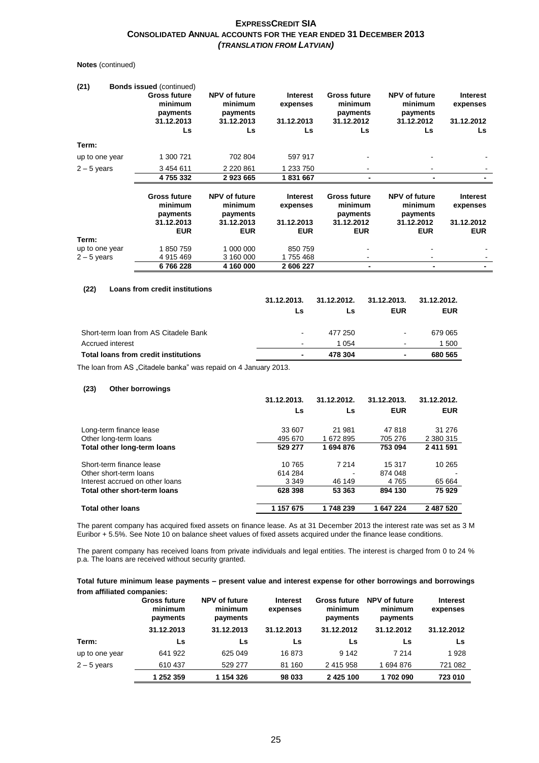**Notes** (continued)

**(21) Bonds issued** (continued)

| | Gross future minimum payments 31.12.2013 Ls | NPV of future minimum payments 31.12.2013 Ls | Interest expenses 31.12.2013 Ls | Gross future minimum payments 31.12.2012 Ls | NPV of future minimum payments 31.12.2012 Ls | Interest expenses 31.12.2012 Ls |
|---|---|---|---|---|---|---|
| **Term:** | | | | | | |
| up to one year | 1 300 721 | 702 804 | 597 917 | - | - | - |
| 2 – 5 years | 3 454 611 | 2 220 861 | 1 233 750 | - | - | - |
| | **4 755 332** | **2 923 665** | **1 831 667** | **-** | **-** | **-** |

| | Gross future minimum payments 31.12.2013 EUR | NPV of future minimum payments 31.12.2013 EUR | Interest expenses 31.12.2013 EUR | Gross future minimum payments 31.12.2012 EUR | NPV of future minimum payments 31.12.2012 EUR | Interest expenses 31.12.2012 EUR |
|---|---|---|---|---|---|---|
| **Term:** | | | | | | |
| up to one year | 1 850 759 | 1 000 000 | 850 759 | - | - | - |
| 2 – 5 years | 4 915 469 | 3 160 000 | 1 755 468 | - | - | - |
| | **6 766 228** | **4 160 000** | **2 606 227** | **-** | **-** | **-** |

**(22) Loans from credit institutions**

| | 31.12.2013. Ls | 31.12.2012. Ls | 31.12.2013. EUR | 31.12.2012. EUR |
|---|---|---|---|---|
| Short-term loan from AS Citadele Bank | - | 477 250 | - | 679 065 |
| Accrued interest | - | 1 054 | - | 1 500 |
| **Total loans from credit institutions** | **-** | **478 304** | **-** | **680 565** |

The loan from AS „Citadele banka" was repaid on 4 January 2013.

**(23) Other borrowings**

| | 31.12.2013. Ls | 31.12.2012. Ls | 31.12.2013. EUR | 31.12.2012. EUR |
|---|---|---|---|---|
| Long-term finance lease | 33 607 | 21 981 | 47 818 | 31 276 |
| Other long-term loans | 495 670 | 1 672 895 | 705 276 | 2 380 315 |
| **Total other long-term loans** | **529 277** | **1 694 876** | **753 094** | **2 411 591** |
| Short-term finance lease | 10 765 | 7 214 | 15 317 | 10 265 |
| Other short-term loans | 614 284 | - | 874 048 | - |
| Interest accrued on other loans | 3 349 | 46 149 | 4 765 | 65 664 |
| **Total other short-term loans** | **628 398** | **53 363** | **894 130** | **75 929** |
| **Total other loans** | **1 157 675** | **1 748 239** | **1 647 224** | **2 487 520** |

The parent company has acquired fixed assets on finance lease. As at 31 December 2013 the interest rate was set as 3 M Euribor + 5.5%. See Note 10 on balance sheet values of fixed assets acquired under the finance lease conditions.

The parent company has received loans from private individuals and legal entities. The interest is charged from 0 to 24 % p.a. The loans are received without security granted.

**Total future minimum lease payments – present value and interest expense for other borrowings and borrowings from affiliated companies:**

| | Gross future minimum payments 31.12.2013 | NPV of future minimum payments 31.12.2013 | Interest expenses 31.12.2013 | Gross future minimum payments 31.12.2012 | NPV of future minimum payments 31.12.2012 | Interest expenses 31.12.2012 |
|---|---|---|---|---|---|---|
| **Term:** | **Ls** | **Ls** | **Ls** | **Ls** | **Ls** | **Ls** |
| up to one year | 641 922 | 625 049 | 16 873 | 9 142 | 7 214 | 1 928 |
| 2 – 5 years | 610 437 | 529 277 | 81 160 | 2 415 958 | 1 694 876 | 721 082 |
| | **1 252 359** | **1 154 326** | **98 033** | **2 425 100** | **1 702 090** | **723 010** |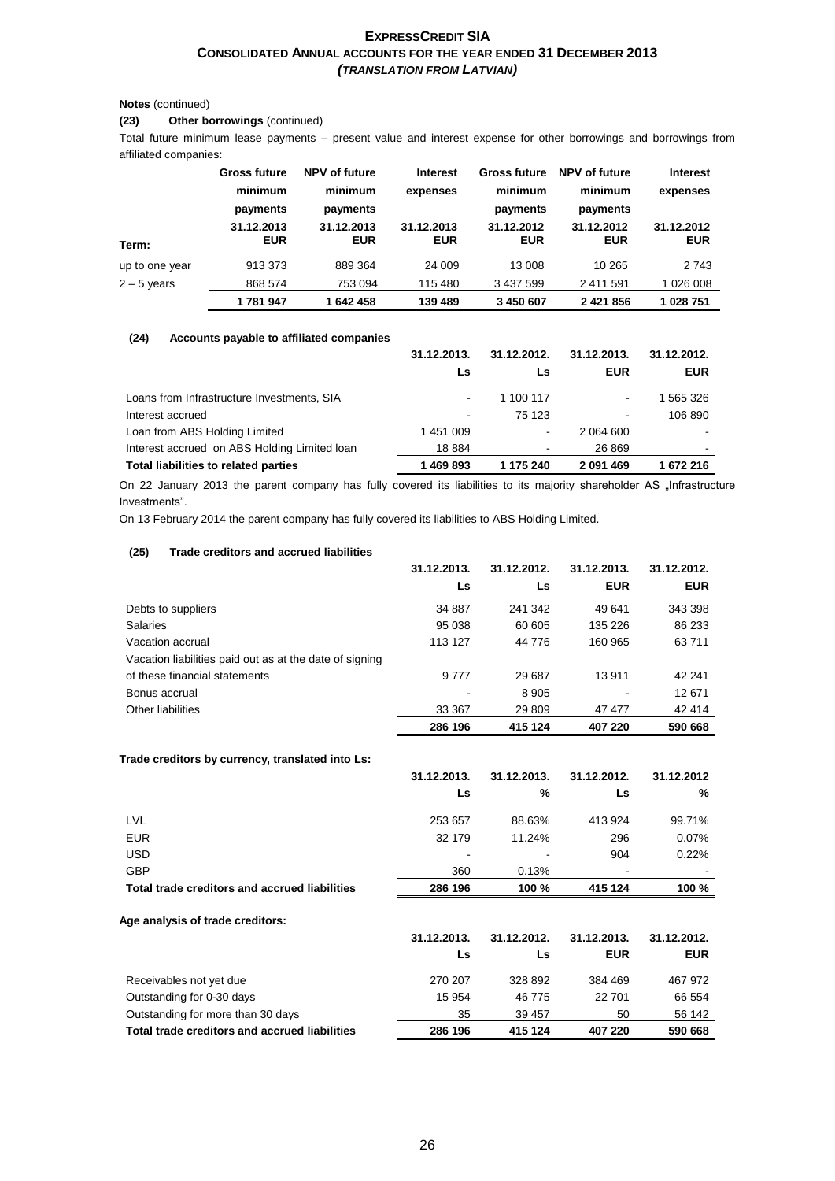**Notes** (continued)

**(23) Other borrowings** (continued)

Total future minimum lease payments – present value and interest expense for other borrowings and borrowings from affiliated companies:

| Term: | Gross future minimum payments 31.12.2013 EUR | NPV of future minimum payments 31.12.2013 EUR | Interest expenses 31.12.2013 EUR | Gross future minimum payments 31.12.2012 EUR | NPV of future minimum payments 31.12.2012 EUR | Interest expenses 31.12.2012 EUR |
|---|---|---|---|---|---|---|
| up to one year | 913 373 | 889 364 | 24 009 | 13 008 | 10 265 | 2 743 |
| 2 – 5 years | 868 574 | 753 094 | 115 480 | 3 437 599 | 2 411 591 | 1 026 008 |
| | **1 781 947** | **1 642 458** | **139 489** | **3 450 607** | **2 421 856** | **1 028 751** |

**(24) Accounts payable to affiliated companies**

| | 31.12.2013. Ls | 31.12.2012. Ls | 31.12.2013. EUR | 31.12.2012. EUR |
|---|---|---|---|---|
| Loans from Infrastructure Investments, SIA | - | 1 100 117 | - | 1 565 326 |
| Interest accrued | - | 75 123 | - | 106 890 |
| Loan from ABS Holding Limited | 1 451 009 | - | 2 064 600 | - |
| Interest accrued on ABS Holding Limited loan | 18 884 | - | 26 869 | - |
| **Total liabilities to related parties** | **1 469 893** | **1 175 240** | **2 091 469** | **1 672 216** |

On 22 January 2013 the parent company has fully covered its liabilities to its majority shareholder AS „Infrastructure Investments".

On 13 February 2014 the parent company has fully covered its liabilities to ABS Holding Limited.

**(25) Trade creditors and accrued liabilities**

| | 31.12.2013. Ls | 31.12.2012. Ls | 31.12.2013. EUR | 31.12.2012. EUR |
|---|---|---|---|---|
| Debts to suppliers | 34 887 | 241 342 | 49 641 | 343 398 |
| Salaries | 95 038 | 60 605 | 135 226 | 86 233 |
| Vacation accrual | 113 127 | 44 776 | 160 965 | 63 711 |
| Vacation liabilities paid out as at the date of signing of these financial statements | 9 777 | 29 687 | 13 911 | 42 241 |
| Bonus accrual | - | 8 905 | - | 12 671 |
| Other liabilities | 33 367 | 29 809 | 47 477 | 42 414 |
| | **286 196** | **415 124** | **407 220** | **590 668** |

**Trade creditors by currency, translated into Ls:**

| | 31.12.2013. Ls | 31.12.2013. % | 31.12.2012. Ls | 31.12.2012 % |
|---|---|---|---|---|
| LVL | 253 657 | 88.63% | 413 924 | 99.71% |
| EUR | 32 179 | 11.24% | 296 | 0.07% |
| USD | - | - | 904 | 0.22% |
| GBP | 360 | 0.13% | - | - |
| **Total trade creditors and accrued liabilities** | **286 196** | **100 %** | **415 124** | **100 %** |

**Age analysis of trade creditors:**

| | 31.12.2013. Ls | 31.12.2012. Ls | 31.12.2013. EUR | 31.12.2012. EUR |
|---|---|---|---|---|
| Receivables not yet due | 270 207 | 328 892 | 384 469 | 467 972 |
| Outstanding for 0-30 days | 15 954 | 46 775 | 22 701 | 66 554 |
| Outstanding for more than 30 days | 35 | 39 457 | 50 | 56 142 |
| **Total trade creditors and accrued liabilities** | **286 196** | **415 124** | **407 220** | **590 668** |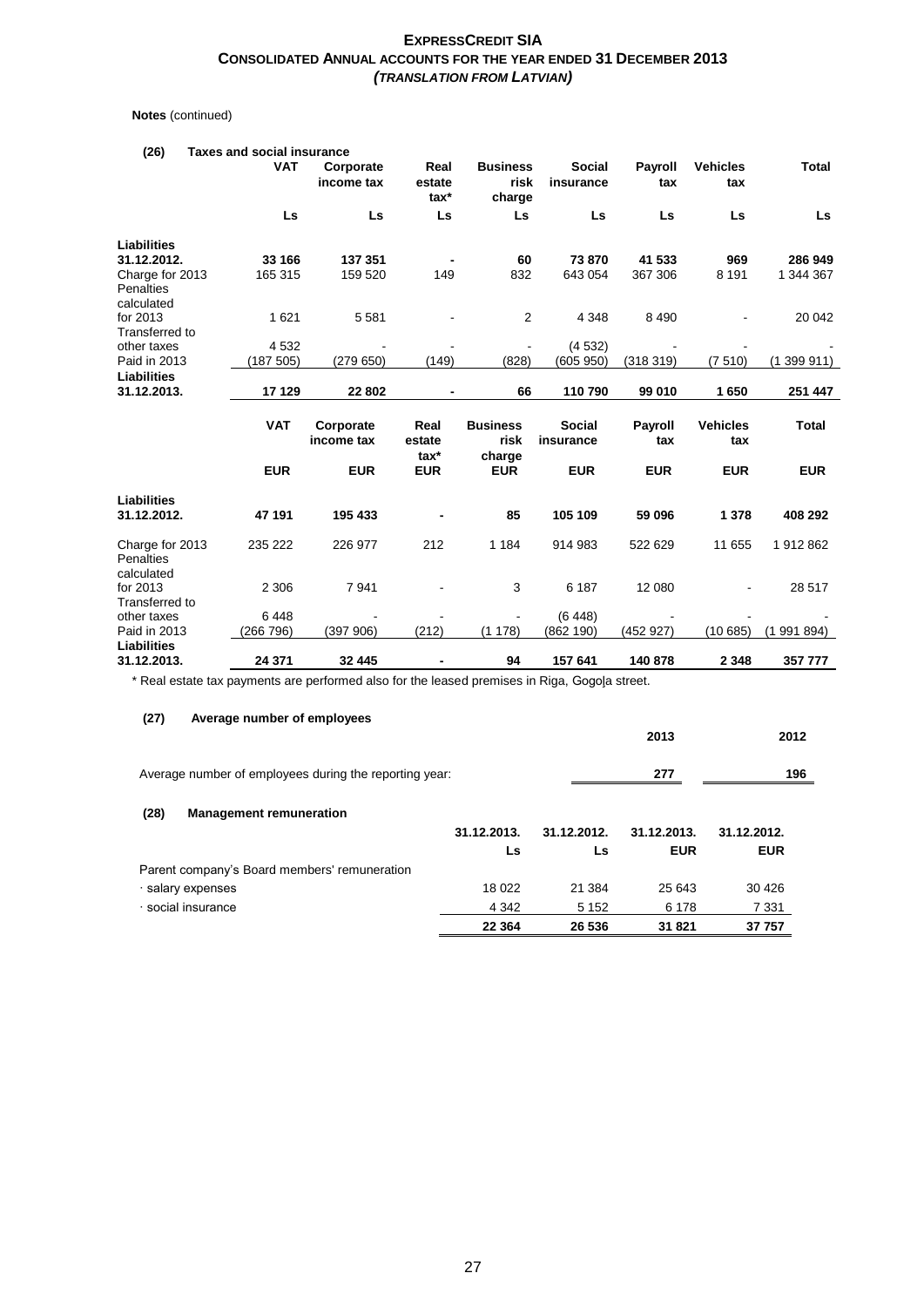**Notes** (continued)

**(26) Taxes and social insurance**

| | VAT | Corporate income tax | Real estate tax* | Business risk charge | Social insurance | Payroll tax | Vehicles tax | Total |
|---|---|---|---|---|---|---|---|---|
| | Ls | Ls | Ls | Ls | Ls | Ls | Ls | Ls |
| **Liabilities 31.12.2012.** | **33 166** | **137 351** | **-** | **60** | **73 870** | **41 533** | **969** | **286 949** |
| Charge for 2013 | 165 315 | 159 520 | 149 | 832 | 643 054 | 367 306 | 8 191 | 1 344 367 |
| Penalties calculated for 2013 | 1 621 | 5 581 | - | 2 | 4 348 | 8 490 | - | 20 042 |
| Transferred to other taxes | 4 532 | - | - | - | (4 532) | - | - | - |
| Paid in 2013 | (187 505) | (279 650) | (149) | (828) | (605 950) | (318 319) | (7 510) | (1 399 911) |
| **Liabilities 31.12.2013.** | **17 129** | **22 802** | **-** | **66** | **110 790** | **99 010** | **1 650** | **251 447** |

| | VAT | Corporate income tax | Real estate tax* | Business risk charge | Social insurance | Payroll tax | Vehicles tax | Total |
|---|---|---|---|---|---|---|---|---|
| | EUR | EUR | EUR | EUR | EUR | EUR | EUR | EUR |
| **Liabilities 31.12.2012.** | **47 191** | **195 433** | **-** | **85** | **105 109** | **59 096** | **1 378** | **408 292** |
| Charge for 2013 | 235 222 | 226 977 | 212 | 1 184 | 914 983 | 522 629 | 11 655 | 1 912 862 |
| Penalties calculated for 2013 | 2 306 | 7 941 | - | 3 | 6 187 | 12 080 | - | 28 517 |
| Transferred to other taxes | 6 448 | - | - | - | (6 448) | - | - | - |
| Paid in 2013 | (266 796) | (397 906) | (212) | (1 178) | (862 190) | (452 927) | (10 685) | (1 991 894) |
| **Liabilities 31.12.2013.** | **24 371** | **32 445** | **-** | **94** | **157 641** | **140 878** | **2 348** | **357 777** |

\* Real estate tax payments are performed also for the leased premises in Riga, Gogoļa street.

**(27) Average number of employees**

| | 2013 | 2012 |
|---|---|---|
| Average number of employees during the reporting year: | **277** | **196** |

**(28) Management remuneration**

| | 31.12.2013. | 31.12.2012. | 31.12.2013. | 31.12.2012. |
|---|---|---|---|---|
| | Ls | Ls | EUR | EUR |
| Parent company's Board members' remuneration | | | | |
| · salary expenses | 18 022 | 21 384 | 25 643 | 30 426 |
| · social insurance | 4 342 | 5 152 | 6 178 | 7 331 |
| | **22 364** | **26 536** | **31 821** | **37 757** |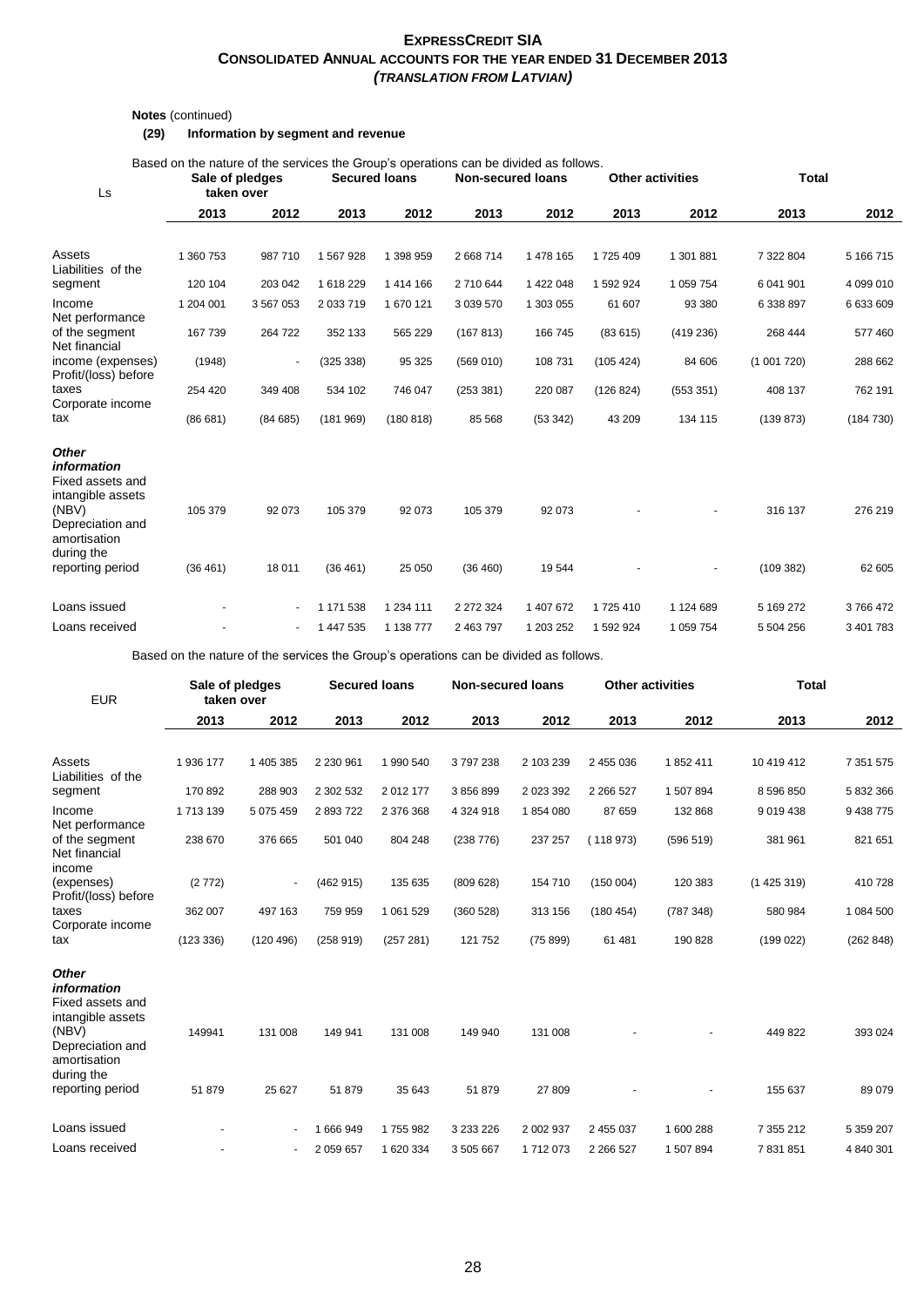**Notes** (continued)

**(29) Information by segment and revenue**

Based on the nature of the services the Group's operations can be divided as follows.

| Ls | Sale of pledges taken over | | Secured loans | | Non-secured loans | | Other activities | | Total | |
|---|---|---|---|---|---|---|---|---|---|---|
| | 2013 | 2012 | 2013 | 2012 | 2013 | 2012 | 2013 | 2012 | 2013 | 2012 |
| Assets | 1 360 753 | 987 710 | 1 567 928 | 1 398 959 | 2 668 714 | 1 478 165 | 1 725 409 | 1 301 881 | 7 322 804 | 5 166 715 |
| Liabilities of the segment | 120 104 | 203 042 | 1 618 229 | 1 414 166 | 2 710 644 | 1 422 048 | 1 592 924 | 1 059 754 | 6 041 901 | 4 099 010 |
| Income | 1 204 001 | 3 567 053 | 2 033 719 | 1 670 121 | 3 039 570 | 1 303 055 | 61 607 | 93 380 | 6 338 897 | 6 633 609 |
| Net performance of the segment | 167 739 | 264 722 | 352 133 | 565 229 | (167 813) | 166 745 | (83 615) | (419 236) | 268 444 | 577 460 |
| Net financial income (expenses) | (1948) | - | (325 338) | 95 325 | (569 010) | 108 731 | (105 424) | 84 606 | (1 001 720) | 288 662 |
| Profit/(loss) before taxes | 254 420 | 349 408 | 534 102 | 746 047 | (253 381) | 220 087 | (126 824) | (553 351) | 408 137 | 762 191 |
| Corporate income tax | (86 681) | (84 685) | (181 969) | (180 818) | 85 568 | (53 342) | 43 209 | 134 115 | (139 873) | (184 730) |
| ***Other information*** | | | | | | | | | | |
| Fixed assets and intangible assets (NBV) | 105 379 | 92 073 | 105 379 | 92 073 | 105 379 | 92 073 | - | - | 316 137 | 276 219 |
| Depreciation and amortisation during the reporting period | (36 461) | 18 011 | (36 461) | 25 050 | (36 460) | 19 544 | - | - | (109 382) | 62 605 |
| Loans issued | - | - | 1 171 538 | 1 234 111 | 2 272 324 | 1 407 672 | 1 725 410 | 1 124 689 | 5 169 272 | 3 766 472 |
| Loans received | - | - | 1 447 535 | 1 138 777 | 2 463 797 | 1 203 252 | 1 592 924 | 1 059 754 | 5 504 256 | 3 401 783 |

Based on the nature of the services the Group's operations can be divided as follows.

| EUR | Sale of pledges taken over | | Secured loans | | Non-secured loans | | Other activities | | Total | |
|---|---|---|---|---|---|---|---|---|---|---|
| | 2013 | 2012 | 2013 | 2012 | 2013 | 2012 | 2013 | 2012 | 2013 | 2012 |
| Assets | 1 936 177 | 1 405 385 | 2 230 961 | 1 990 540 | 3 797 238 | 2 103 239 | 2 455 036 | 1 852 411 | 10 419 412 | 7 351 575 |
| Liabilities of the segment | 170 892 | 288 903 | 2 302 532 | 2 012 177 | 3 856 899 | 2 023 392 | 2 266 527 | 1 507 894 | 8 596 850 | 5 832 366 |
| Income | 1 713 139 | 5 075 459 | 2 893 722 | 2 376 368 | 4 324 918 | 1 854 080 | 87 659 | 132 868 | 9 019 438 | 9 438 775 |
| Net performance of the segment | 238 670 | 376 665 | 501 040 | 804 248 | (238 776) | 237 257 | ( 118 973) | (596 519) | 381 961 | 821 651 |
| Net financial income (expenses) | (2 772) | - | (462 915) | 135 635 | (809 628) | 154 710 | (150 004) | 120 383 | (1 425 319) | 410 728 |
| Profit/(loss) before taxes | 362 007 | 497 163 | 759 959 | 1 061 529 | (360 528) | 313 156 | (180 454) | (787 348) | 580 984 | 1 084 500 |
| Corporate income tax | (123 336) | (120 496) | (258 919) | (257 281) | 121 752 | (75 899) | 61 481 | 190 828 | (199 022) | (262 848) |
| ***Other information*** | | | | | | | | | | |
| Fixed assets and intangible assets (NBV) | 149941 | 131 008 | 149 941 | 131 008 | 149 940 | 131 008 | - | - | 449 822 | 393 024 |
| Depreciation and amortisation during the reporting period | 51 879 | 25 627 | 51 879 | 35 643 | 51 879 | 27 809 | - | - | 155 637 | 89 079 |
| Loans issued | - | - | 1 666 949 | 1 755 982 | 3 233 226 | 2 002 937 | 2 455 037 | 1 600 288 | 7 355 212 | 5 359 207 |
| Loans received | - | - | 2 059 657 | 1 620 334 | 3 505 667 | 1 712 073 | 2 266 527 | 1 507 894 | 7 831 851 | 4 840 301 |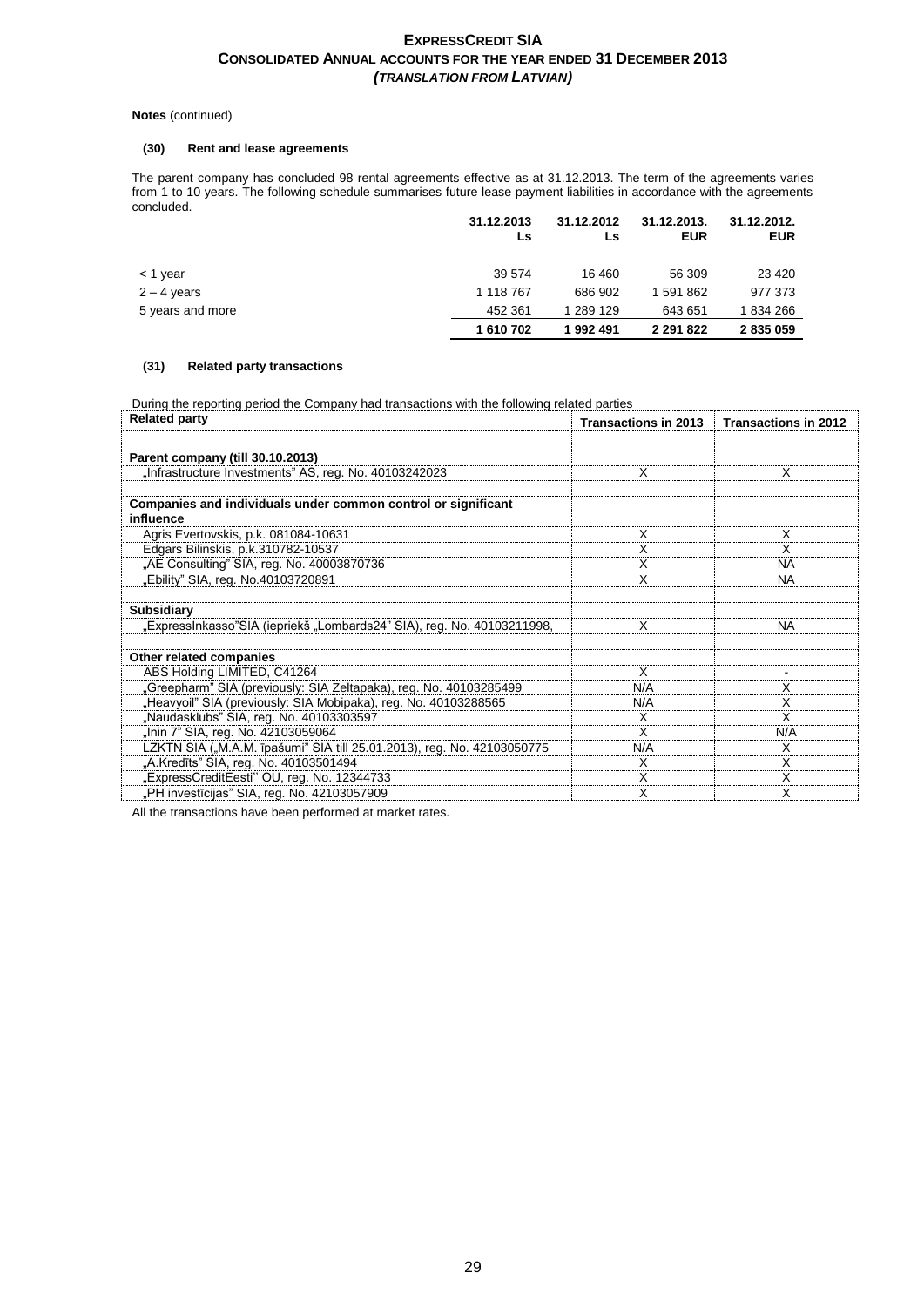**Notes** (continued)

### (30) Rent and lease agreements

The parent company has concluded 98 rental agreements effective as at 31.12.2013. The term of the agreements varies from 1 to 10 years. The following schedule summarises future lease payment liabilities in accordance with the agreements concluded.

| | 31.12.2013 Ls | 31.12.2012 Ls | 31.12.2013. EUR | 31.12.2012. EUR |
|---|---|---|---|---|
| < 1 year | 39 574 | 16 460 | 56 309 | 23 420 |
| 2 – 4 years | 1 118 767 | 686 902 | 1 591 862 | 977 373 |
| 5 years and more | 452 361 | 1 289 129 | 643 651 | 1 834 266 |
| | **1 610 702** | **1 992 491** | **2 291 822** | **2 835 059** |

### (31) Related party transactions

During the reporting period the Company had transactions with the following related parties

| Related party | Transactions in 2013 | Transactions in 2012 |
|---|---|---|
| **Parent company (till 30.10.2013)** | | |
| „Infrastructure Investments" AS, reg. No. 40103242023 | X | X |
| **Companies and individuals under common control or significant influence** | | |
| Agris Evertovskis, p.k. 081084-10631 | X | X |
| Edgars Bilinskis, p.k.310782-10537 | X | X |
| „AE Consulting" SIA, reg. No. 40003870736 | X | NA |
| „Ebility" SIA, reg. No.40103720891 | X | NA |
| **Subsidiary** | | |
| „ExpressInkasso"SIA (iepriekš „Lombards24" SIA), reg. No. 40103211998, | X | NA |
| **Other related companies** | | |
| ABS Holding LIMITED, C41264 | X | - |
| „Greepharm" SIA (previously: SIA Zeltapaka), reg. No. 40103285499 | N/A | X |
| „Heavyoil" SIA (previously: SIA Mobipaka), reg. No. 40103288565 | N/A | X |
| „Naudasklubs" SIA, reg. No. 40103303597 | X | X |
| „Inin 7" SIA, reg. No. 42103059064 | X | N/A |
| LZKTN SIA („M.A.M. īpašumi" SIA till 25.01.2013), reg. No. 42103050775 | N/A | X |
| „A.Kredīts" SIA, reg. No. 40103501494 | X | X |
| „ExpressCreditEesti'' OU, reg. No. 12344733 | X | X |
| „PH investīcijas" SIA, reg. No. 42103057909 | X | X |

All the transactions have been performed at market rates.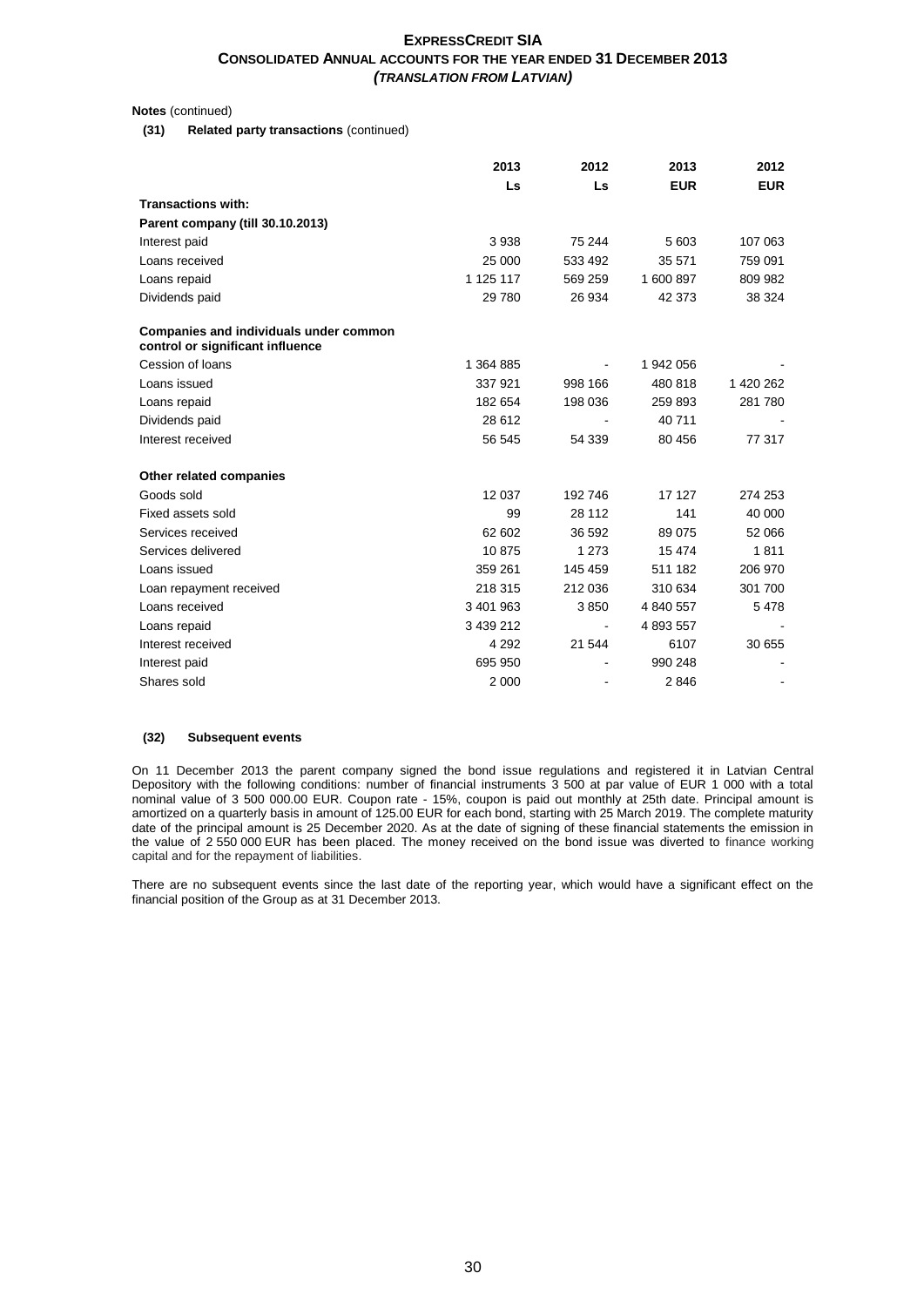**Notes** (continued)

**(31) Related party transactions** (continued)

| | 2013 | 2012 | 2013 | 2012 |
|---|---|---|---|---|
| | Ls | Ls | EUR | EUR |
| **Transactions with:** | | | | |
| **Parent company (till 30.10.2013)** | | | | |
| Interest paid | 3 938 | 75 244 | 5 603 | 107 063 |
| Loans received | 25 000 | 533 492 | 35 571 | 759 091 |
| Loans repaid | 1 125 117 | 569 259 | 1 600 897 | 809 982 |
| Dividends paid | 29 780 | 26 934 | 42 373 | 38 324 |
| **Companies and individuals under common control or significant influence** | | | | |
| Cession of loans | 1 364 885 | - | 1 942 056 | - |
| Loans issued | 337 921 | 998 166 | 480 818 | 1 420 262 |
| Loans repaid | 182 654 | 198 036 | 259 893 | 281 780 |
| Dividends paid | 28 612 | - | 40 711 | - |
| Interest received | 56 545 | 54 339 | 80 456 | 77 317 |
| **Other related companies** | | | | |
| Goods sold | 12 037 | 192 746 | 17 127 | 274 253 |
| Fixed assets sold | 99 | 28 112 | 141 | 40 000 |
| Services received | 62 602 | 36 592 | 89 075 | 52 066 |
| Services delivered | 10 875 | 1 273 | 15 474 | 1 811 |
| Loans issued | 359 261 | 145 459 | 511 182 | 206 970 |
| Loan repayment received | 218 315 | 212 036 | 310 634 | 301 700 |
| Loans received | 3 401 963 | 3 850 | 4 840 557 | 5 478 |
| Loans repaid | 3 439 212 | - | 4 893 557 | - |
| Interest received | 4 292 | 21 544 | 6107 | 30 655 |
| Interest paid | 695 950 | - | 990 248 | - |
| Shares sold | 2 000 | - | 2 846 | - |

**(32) Subsequent events**

On 11 December 2013 the parent company signed the bond issue regulations and registered it in Latvian Central Depository with the following conditions: number of financial instruments 3 500 at par value of EUR 1 000 with a total nominal value of 3 500 000.00 EUR. Coupon rate - 15%, coupon is paid out monthly at 25th date. Principal amount is amortized on a quarterly basis in amount of 125.00 EUR for each bond, starting with 25 March 2019. The complete maturity date of the principal amount is 25 December 2020. As at the date of signing of these financial statements the emission in the value of 2 550 000 EUR has been placed. The money received on the bond issue was diverted to finance working capital and for the repayment of liabilities.

There are no subsequent events since the last date of the reporting year, which would have a significant effect on the financial position of the Group as at 31 December 2013.